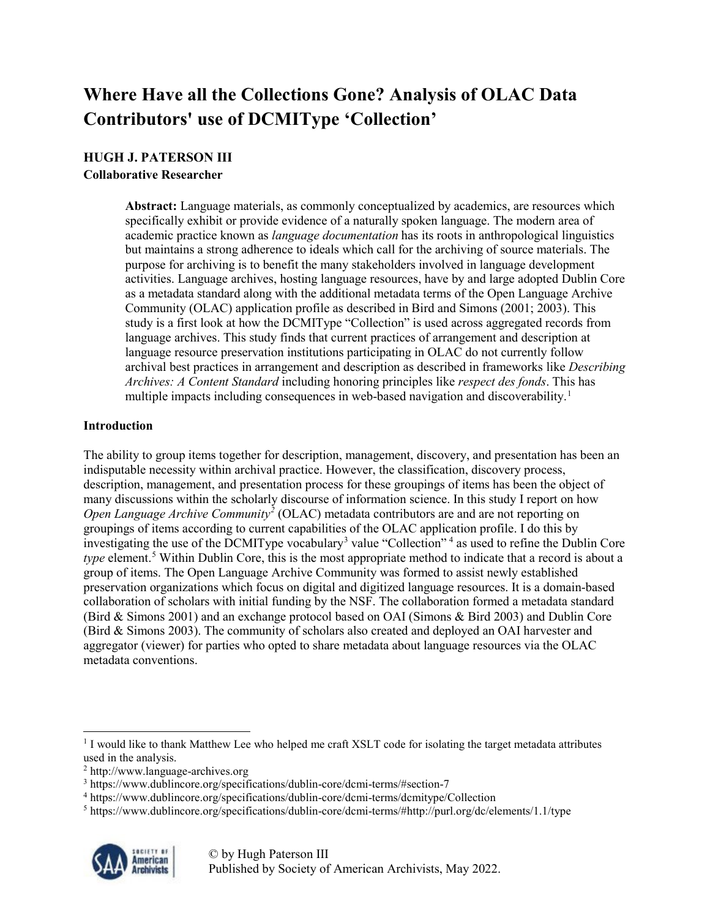# Where Have all the Collections Gone? Analysis of OLAC Data Contributors' use of DCMIType 'Collection'

**HUGH J. PATERSON III**
**Collaborative Researcher**

> **Abstract:** Language materials, as commonly conceptualized by academics, are resources which specifically exhibit or provide evidence of a naturally spoken language. The modern area of academic practice known as *language documentation* has its roots in anthropological linguistics but maintains a strong adherence to ideals which call for the archiving of source materials. The purpose for archiving is to benefit the many stakeholders involved in language development activities. Language archives, hosting language resources, have by and large adopted Dublin Core as a metadata standard along with the additional metadata terms of the Open Language Archive Community (OLAC) application profile as described in Bird and Simons (2001; 2003). This study is a first look at how the DCMIType "Collection" is used across aggregated records from language archives. This study finds that current practices of arrangement and description at language resource preservation institutions participating in OLAC do not currently follow archival best practices in arrangement and description as described in frameworks like *Describing Archives: A Content Standard* including honoring principles like *respect des fonds*. This has multiple impacts including consequences in web-based navigation and discoverability.[1]

**Introduction**

The ability to group items together for description, management, discovery, and presentation has been an indisputable necessity within archival practice. However, the classification, discovery process, description, management, and presentation process for these groupings of items has been the object of many discussions within the scholarly discourse of information science. In this study I report on how *Open Language Archive Community*[2] (OLAC) metadata contributors are and are not reporting on groupings of items according to current capabilities of the OLAC application profile. I do this by investigating the use of the DCMIType vocabulary[3] value "Collection"[4] as used to refine the Dublin Core *type* element.[5] Within Dublin Core, this is the most appropriate method to indicate that a record is about a group of items. The Open Language Archive Community was formed to assist newly established preservation organizations which focus on digital and digitized language resources. It is a domain-based collaboration of scholars with initial funding by the NSF. The collaboration formed a metadata standard (Bird & Simons 2001) and an exchange protocol based on OAI (Simons & Bird 2003) and Dublin Core (Bird & Simons 2003). The community of scholars also created and deployed an OAI harvester and aggregator (viewer) for parties who opted to share metadata about language resources via the OLAC metadata conventions.

---

[1] I would like to thank Matthew Lee who helped me craft XSLT code for isolating the target metadata attributes used in the analysis.

[2] http://www.language-archives.org

[3] https://www.dublincore.org/specifications/dublin-core/dcmi-terms/#section-7

[4] https://www.dublincore.org/specifications/dublin-core/dcmi-terms/dcmitype/Collection

[5] https://www.dublincore.org/specifications/dublin-core/dcmi-terms/#http://purl.org/dc/elements/1.1/type

© by Hugh Paterson III
Published by Society of American Archivists, May 2022.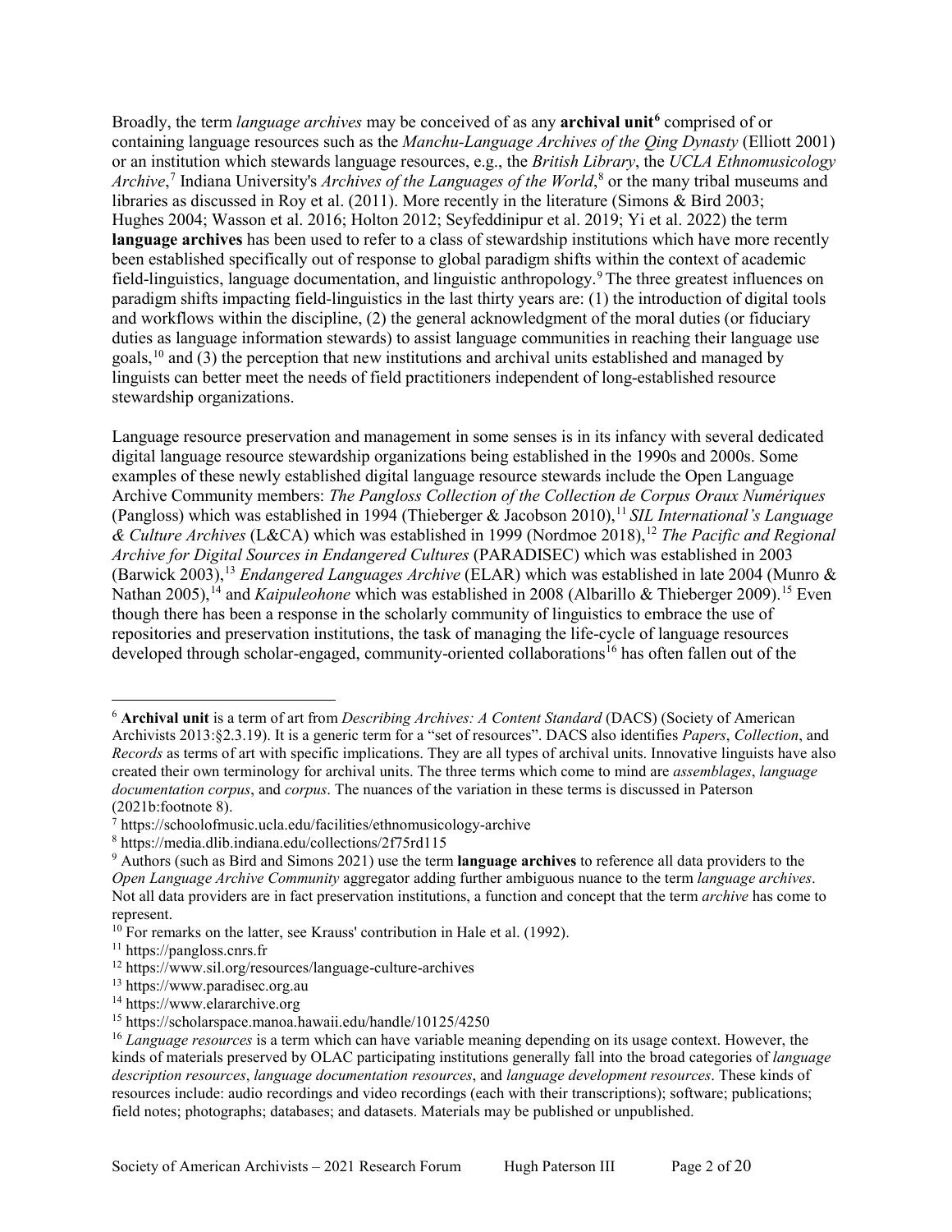Broadly, the term *language archives* may be conceived of as any **archival unit**[6] comprised of or containing language resources such as the *Manchu-Language Archives of the Qing Dynasty* (Elliott 2001) or an institution which stewards language resources, e.g., the *British Library*, the *UCLA Ethnomusicology Archive*,[7] Indiana University's *Archives of the Languages of the World*,[8] or the many tribal museums and libraries as discussed in Roy et al. (2011). More recently in the literature (Simons & Bird 2003; Hughes 2004; Wasson et al. 2016; Holton 2012; Seyfeddinipur et al. 2019; Yi et al. 2022) the term **language archives** has been used to refer to a class of stewardship institutions which have more recently been established specifically out of response to global paradigm shifts within the context of academic field-linguistics, language documentation, and linguistic anthropology.[9] The three greatest influences on paradigm shifts impacting field-linguistics in the last thirty years are: (1) the introduction of digital tools and workflows within the discipline, (2) the general acknowledgment of the moral duties (or fiduciary duties as language information stewards) to assist language communities in reaching their language use goals,[10] and (3) the perception that new institutions and archival units established and managed by linguists can better meet the needs of field practitioners independent of long-established resource stewardship organizations.

Language resource preservation and management in some senses is in its infancy with several dedicated digital language resource stewardship organizations being established in the 1990s and 2000s. Some examples of these newly established digital language resource stewards include the Open Language Archive Community members: *The Pangloss Collection of the Collection de Corpus Oraux Numériques* (Pangloss) which was established in 1994 (Thieberger & Jacobson 2010),[11] *SIL International's Language & Culture Archives* (L&CA) which was established in 1999 (Nordmoe 2018),[12] *The Pacific and Regional Archive for Digital Sources in Endangered Cultures* (PARADISEC) which was established in 2003 (Barwick 2003),[13] *Endangered Languages Archive* (ELAR) which was established in late 2004 (Munro & Nathan 2005),[14] and *Kaipuleohone* which was established in 2008 (Albarillo & Thieberger 2009).[15] Even though there has been a response in the scholarly community of linguistics to embrace the use of repositories and preservation institutions, the task of managing the life-cycle of language resources developed through scholar-engaged, community-oriented collaborations[16] has often fallen out of the

---

[6] **Archival unit** is a term of art from *Describing Archives: A Content Standard* (DACS) (Society of American Archivists 2013:§2.3.19). It is a generic term for a "set of resources". DACS also identifies *Papers*, *Collection*, and *Records* as terms of art with specific implications. They are all types of archival units. Innovative linguists have also created their own terminology for archival units. The three terms which come to mind are *assemblages*, *language documentation corpus*, and *corpus*. The nuances of the variation in these terms is discussed in Paterson (2021b:footnote 8).

[7] https://schoolofmusic.ucla.edu/facilities/ethnomusicology-archive

[8] https://media.dlib.indiana.edu/collections/2f75rd115

[9] Authors (such as Bird and Simons 2021) use the term **language archives** to reference all data providers to the *Open Language Archive Community* aggregator adding further ambiguous nuance to the term *language archives*. Not all data providers are in fact preservation institutions, a function and concept that the term *archive* has come to represent.

[10] For remarks on the latter, see Krauss' contribution in Hale et al. (1992).

[11] https://pangloss.cnrs.fr

[12] https://www.sil.org/resources/language-culture-archives

[13] https://www.paradisec.org.au

[14] https://www.elararchive.org

[15] https://scholarspace.manoa.hawaii.edu/handle/10125/4250

[16] *Language resources* is a term which can have variable meaning depending on its usage context. However, the kinds of materials preserved by OLAC participating institutions generally fall into the broad categories of *language description resources*, *language documentation resources*, and *language development resources*. These kinds of resources include: audio recordings and video recordings (each with their transcriptions); software; publications; field notes; photographs; databases; and datasets. Materials may be published or unpublished.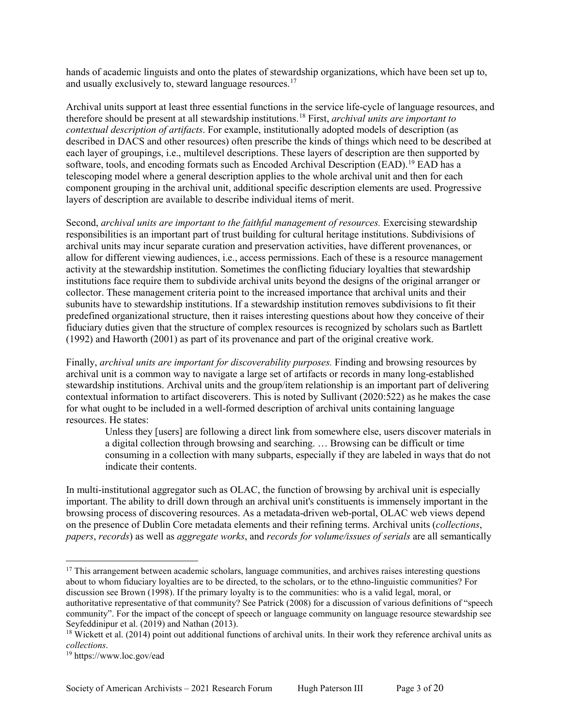hands of academic linguists and onto the plates of stewardship organizations, which have been set up to, and usually exclusively to, steward language resources.[17]

Archival units support at least three essential functions in the service life-cycle of language resources, and therefore should be present at all stewardship institutions.[18] First, *archival units are important to contextual description of artifacts*. For example, institutionally adopted models of description (as described in DACS and other resources) often prescribe the kinds of things which need to be described at each layer of groupings, i.e., multilevel descriptions. These layers of description are then supported by software, tools, and encoding formats such as Encoded Archival Description (EAD).[19] EAD has a telescoping model where a general description applies to the whole archival unit and then for each component grouping in the archival unit, additional specific description elements are used. Progressive layers of description are available to describe individual items of merit.

Second, *archival units are important to the faithful management of resources.* Exercising stewardship responsibilities is an important part of trust building for cultural heritage institutions. Subdivisions of archival units may incur separate curation and preservation activities, have different provenances, or allow for different viewing audiences, i.e., access permissions. Each of these is a resource management activity at the stewardship institution. Sometimes the conflicting fiduciary loyalties that stewardship institutions face require them to subdivide archival units beyond the designs of the original arranger or collector. These management criteria point to the increased importance that archival units and their subunits have to stewardship institutions. If a stewardship institution removes subdivisions to fit their predefined organizational structure, then it raises interesting questions about how they conceive of their fiduciary duties given that the structure of complex resources is recognized by scholars such as Bartlett (1992) and Haworth (2001) as part of its provenance and part of the original creative work.

Finally, *archival units are important for discoverability purposes.* Finding and browsing resources by archival unit is a common way to navigate a large set of artifacts or records in many long-established stewardship institutions. Archival units and the group/item relationship is an important part of delivering contextual information to artifact discoverers. This is noted by Sullivant (2020:522) as he makes the case for what ought to be included in a well-formed description of archival units containing language resources. He states:

> Unless they [users] are following a direct link from somewhere else, users discover materials in a digital collection through browsing and searching. … Browsing can be difficult or time consuming in a collection with many subparts, especially if they are labeled in ways that do not indicate their contents.

In multi-institutional aggregator such as OLAC, the function of browsing by archival unit is especially important. The ability to drill down through an archival unit's constituents is immensely important in the browsing process of discovering resources. As a metadata-driven web-portal, OLAC web views depend on the presence of Dublin Core metadata elements and their refining terms. Archival units (*collections*, *papers*, *records*) as well as *aggregate works*, and *records for volume/issues of serials* are all semantically

---

[17] This arrangement between academic scholars, language communities, and archives raises interesting questions about to whom fiduciary loyalties are to be directed, to the scholars, or to the ethno-linguistic communities? For discussion see Brown (1998). If the primary loyalty is to the communities: who is a valid legal, moral, or authoritative representative of that community? See Patrick (2008) for a discussion of various definitions of "speech community". For the impact of the concept of speech or language community on language resource stewardship see Seyfeddinipur et al. (2019) and Nathan (2013).

[18] Wickett et al. (2014) point out additional functions of archival units. In their work they reference archival units as *collections*.

[19] https://www.loc.gov/ead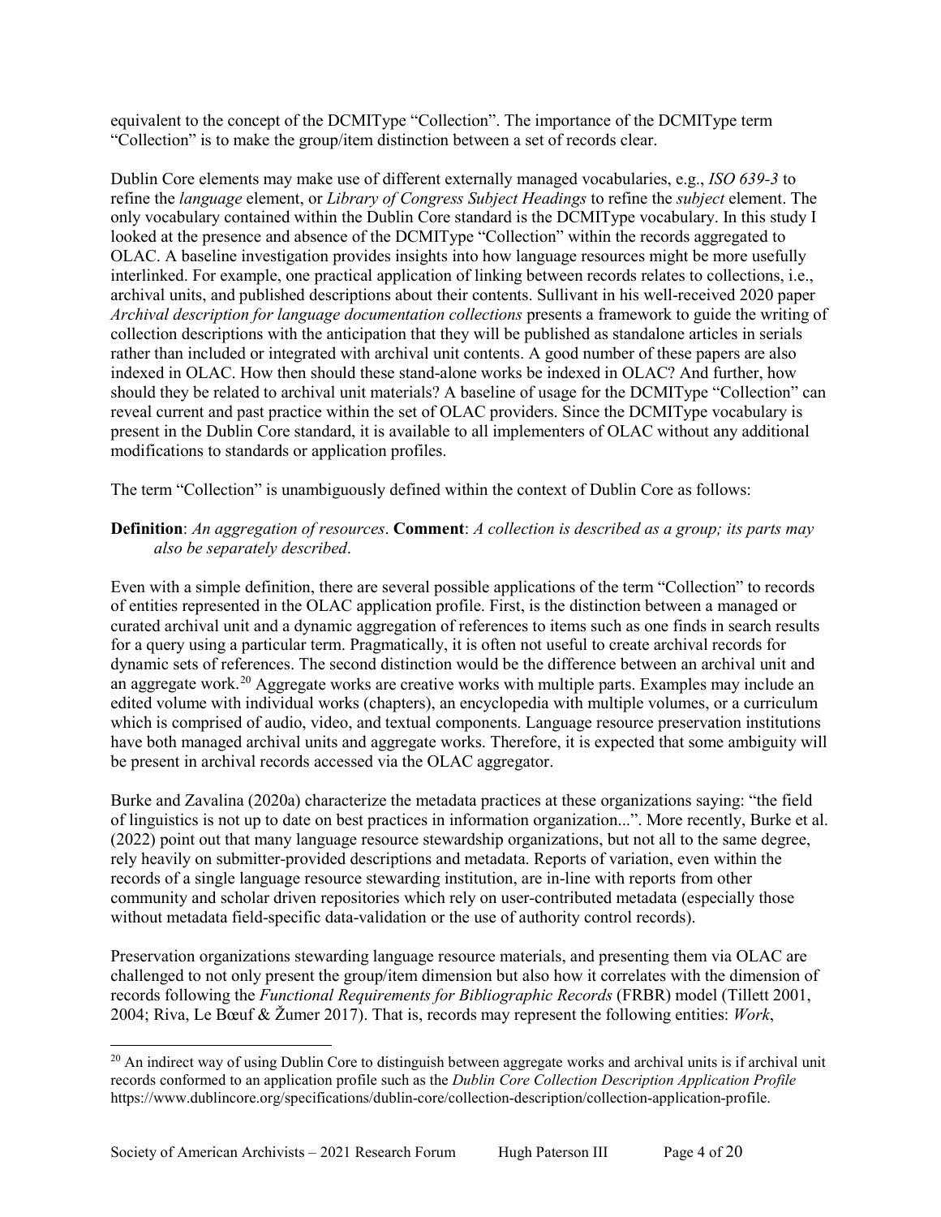equivalent to the concept of the DCMIType "Collection". The importance of the DCMIType term "Collection" is to make the group/item distinction between a set of records clear.

Dublin Core elements may make use of different externally managed vocabularies, e.g., *ISO 639-3* to refine the *language* element, or *Library of Congress Subject Headings* to refine the *subject* element. The only vocabulary contained within the Dublin Core standard is the DCMIType vocabulary. In this study I looked at the presence and absence of the DCMIType "Collection" within the records aggregated to OLAC. A baseline investigation provides insights into how language resources might be more usefully interlinked. For example, one practical application of linking between records relates to collections, i.e., archival units, and published descriptions about their contents. Sullivant in his well-received 2020 paper *Archival description for language documentation collections* presents a framework to guide the writing of collection descriptions with the anticipation that they will be published as standalone articles in serials rather than included or integrated with archival unit contents. A good number of these papers are also indexed in OLAC. How then should these stand-alone works be indexed in OLAC? And further, how should they be related to archival unit materials? A baseline of usage for the DCMIType "Collection" can reveal current and past practice within the set of OLAC providers. Since the DCMIType vocabulary is present in the Dublin Core standard, it is available to all implementers of OLAC without any additional modifications to standards or application profiles.

The term "Collection" is unambiguously defined within the context of Dublin Core as follows:

> **Definition**: *An aggregation of resources*. **Comment**: *A collection is described as a group; its parts may also be separately described*.

Even with a simple definition, there are several possible applications of the term "Collection" to records of entities represented in the OLAC application profile. First, is the distinction between a managed or curated archival unit and a dynamic aggregation of references to items such as one finds in search results for a query using a particular term. Pragmatically, it is often not useful to create archival records for dynamic sets of references. The second distinction would be the difference between an archival unit and an aggregate work.[20] Aggregate works are creative works with multiple parts. Examples may include an edited volume with individual works (chapters), an encyclopedia with multiple volumes, or a curriculum which is comprised of audio, video, and textual components. Language resource preservation institutions have both managed archival units and aggregate works. Therefore, it is expected that some ambiguity will be present in archival records accessed via the OLAC aggregator.

Burke and Zavalina (2020a) characterize the metadata practices at these organizations saying: "the field of linguistics is not up to date on best practices in information organization...". More recently, Burke et al. (2022) point out that many language resource stewardship organizations, but not all to the same degree, rely heavily on submitter-provided descriptions and metadata. Reports of variation, even within the records of a single language resource stewarding institution, are in-line with reports from other community and scholar driven repositories which rely on user-contributed metadata (especially those without metadata field-specific data-validation or the use of authority control records).

Preservation organizations stewarding language resource materials, and presenting them via OLAC are challenged to not only present the group/item dimension but also how it correlates with the dimension of records following the *Functional Requirements for Bibliographic Records* (FRBR) model (Tillett 2001, 2004; Riva, Le Bœuf & Žumer 2017). That is, records may represent the following entities: *Work*,

[20] An indirect way of using Dublin Core to distinguish between aggregate works and archival units is if archival unit records conformed to an application profile such as the *Dublin Core Collection Description Application Profile* https://www.dublincore.org/specifications/dublin-core/collection-description/collection-application-profile.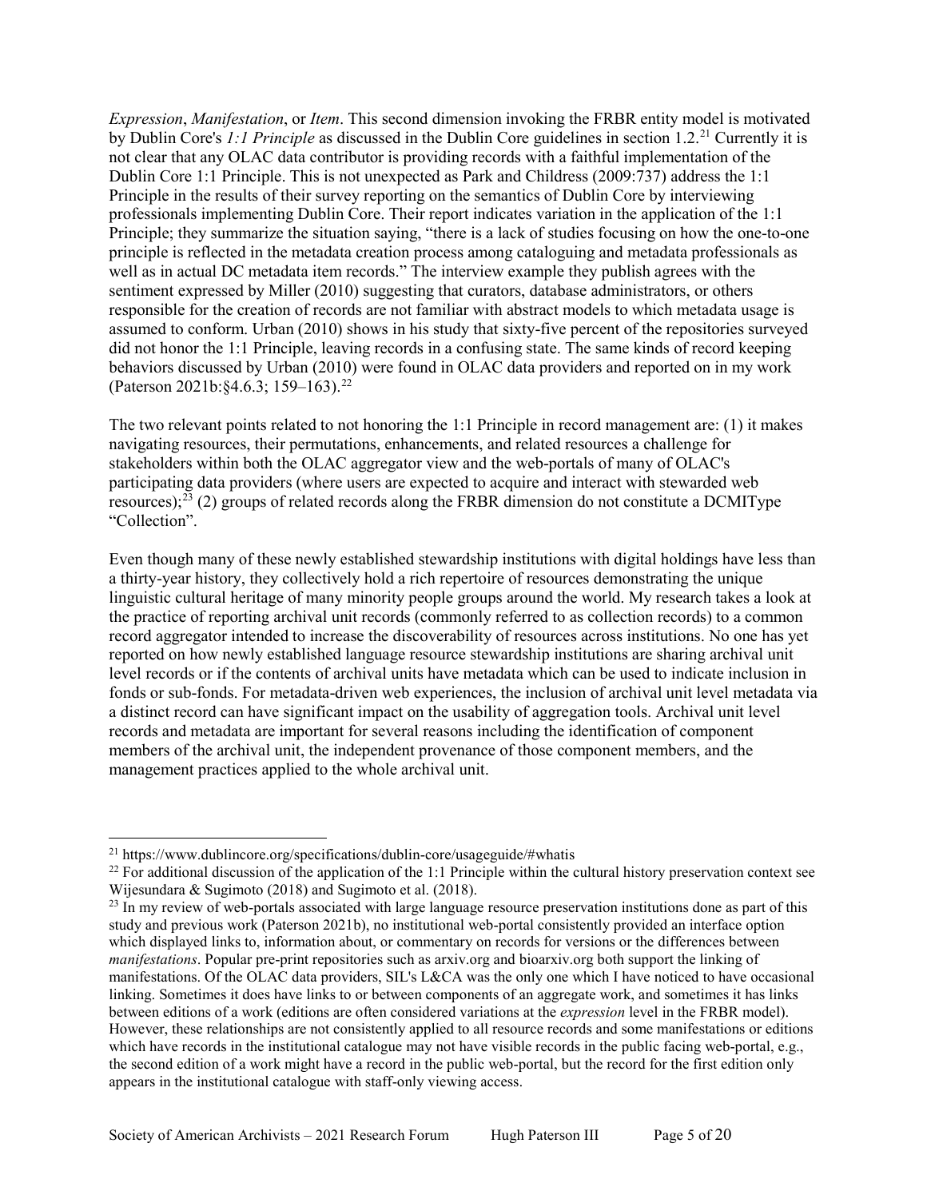*Expression*, *Manifestation*, or *Item*. This second dimension invoking the FRBR entity model is motivated by Dublin Core's *1:1 Principle* as discussed in the Dublin Core guidelines in section 1.2.[21] Currently it is not clear that any OLAC data contributor is providing records with a faithful implementation of the Dublin Core 1:1 Principle. This is not unexpected as Park and Childress (2009:737) address the 1:1 Principle in the results of their survey reporting on the semantics of Dublin Core by interviewing professionals implementing Dublin Core. Their report indicates variation in the application of the 1:1 Principle; they summarize the situation saying, "there is a lack of studies focusing on how the one-to-one principle is reflected in the metadata creation process among cataloguing and metadata professionals as well as in actual DC metadata item records." The interview example they publish agrees with the sentiment expressed by Miller (2010) suggesting that curators, database administrators, or others responsible for the creation of records are not familiar with abstract models to which metadata usage is assumed to conform. Urban (2010) shows in his study that sixty-five percent of the repositories surveyed did not honor the 1:1 Principle, leaving records in a confusing state. The same kinds of record keeping behaviors discussed by Urban (2010) were found in OLAC data providers and reported on in my work (Paterson 2021b:§4.6.3; 159–163).[22]

The two relevant points related to not honoring the 1:1 Principle in record management are: (1) it makes navigating resources, their permutations, enhancements, and related resources a challenge for stakeholders within both the OLAC aggregator view and the web-portals of many of OLAC's participating data providers (where users are expected to acquire and interact with stewarded web resources);[23] (2) groups of related records along the FRBR dimension do not constitute a DCMIType "Collection".

Even though many of these newly established stewardship institutions with digital holdings have less than a thirty-year history, they collectively hold a rich repertoire of resources demonstrating the unique linguistic cultural heritage of many minority people groups around the world. My research takes a look at the practice of reporting archival unit records (commonly referred to as collection records) to a common record aggregator intended to increase the discoverability of resources across institutions. No one has yet reported on how newly established language resource stewardship institutions are sharing archival unit level records or if the contents of archival units have metadata which can be used to indicate inclusion in fonds or sub-fonds. For metadata-driven web experiences, the inclusion of archival unit level metadata via a distinct record can have significant impact on the usability of aggregation tools. Archival unit level records and metadata are important for several reasons including the identification of component members of the archival unit, the independent provenance of those component members, and the management practices applied to the whole archival unit.

---

[21] https://www.dublincore.org/specifications/dublin-core/usageguide/#whatis

[22] For additional discussion of the application of the 1:1 Principle within the cultural history preservation context see Wijesundara & Sugimoto (2018) and Sugimoto et al. (2018).

[23] In my review of web-portals associated with large language resource preservation institutions done as part of this study and previous work (Paterson 2021b), no institutional web-portal consistently provided an interface option which displayed links to, information about, or commentary on records for versions or the differences between *manifestations*. Popular pre-print repositories such as arxiv.org and bioarxiv.org both support the linking of manifestations. Of the OLAC data providers, SIL's L&CA was the only one which I have noticed to have occasional linking. Sometimes it does have links to or between components of an aggregate work, and sometimes it has links between editions of a work (editions are often considered variations at the *expression* level in the FRBR model). However, these relationships are not consistently applied to all resource records and some manifestations or editions which have records in the institutional catalogue may not have visible records in the public facing web-portal, e.g., the second edition of a work might have a record in the public web-portal, but the record for the first edition only appears in the institutional catalogue with staff-only viewing access.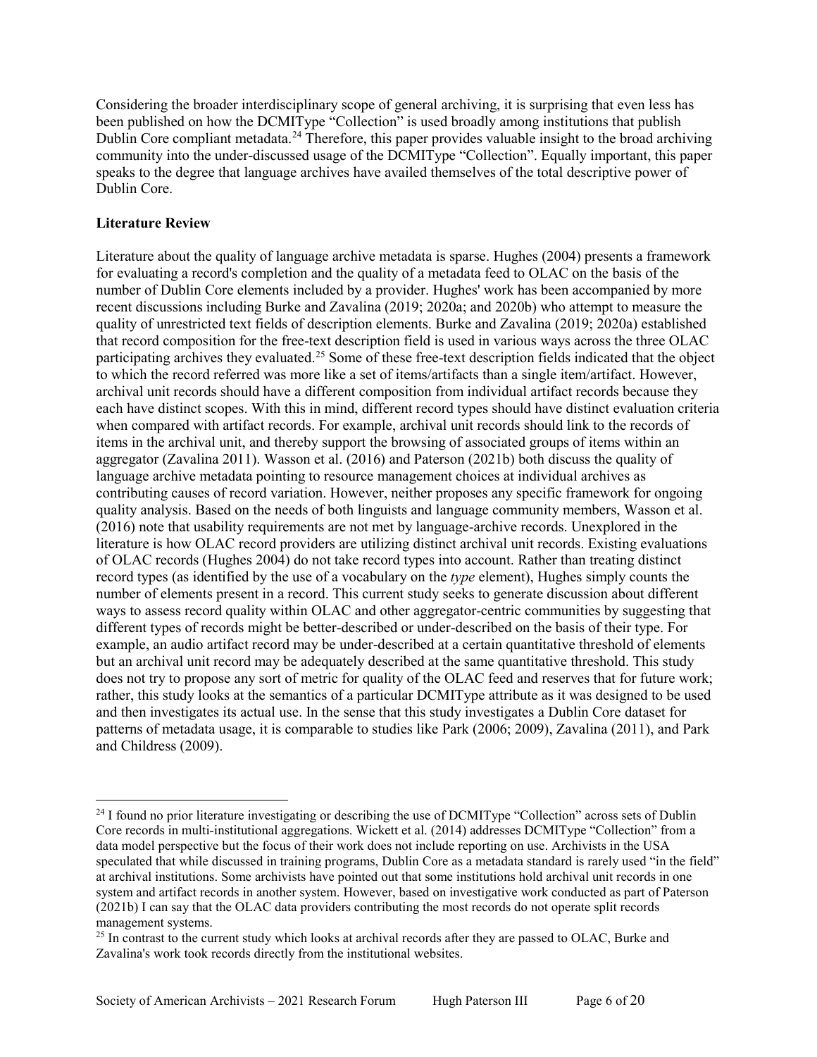Considering the broader interdisciplinary scope of general archiving, it is surprising that even less has been published on how the DCMIType "Collection" is used broadly among institutions that publish Dublin Core compliant metadata.[24] Therefore, this paper provides valuable insight to the broad archiving community into the under-discussed usage of the DCMIType "Collection". Equally important, this paper speaks to the degree that language archives have availed themselves of the total descriptive power of Dublin Core.

**Literature Review**

Literature about the quality of language archive metadata is sparse. Hughes (2004) presents a framework for evaluating a record's completion and the quality of a metadata feed to OLAC on the basis of the number of Dublin Core elements included by a provider. Hughes' work has been accompanied by more recent discussions including Burke and Zavalina (2019; 2020a; and 2020b) who attempt to measure the quality of unrestricted text fields of description elements. Burke and Zavalina (2019; 2020a) established that record composition for the free-text description field is used in various ways across the three OLAC participating archives they evaluated.[25] Some of these free-text description fields indicated that the object to which the record referred was more like a set of items/artifacts than a single item/artifact. However, archival unit records should have a different composition from individual artifact records because they each have distinct scopes. With this in mind, different record types should have distinct evaluation criteria when compared with artifact records. For example, archival unit records should link to the records of items in the archival unit, and thereby support the browsing of associated groups of items within an aggregator (Zavalina 2011). Wasson et al. (2016) and Paterson (2021b) both discuss the quality of language archive metadata pointing to resource management choices at individual archives as contributing causes of record variation. However, neither proposes any specific framework for ongoing quality analysis. Based on the needs of both linguists and language community members, Wasson et al. (2016) note that usability requirements are not met by language-archive records. Unexplored in the literature is how OLAC record providers are utilizing distinct archival unit records. Existing evaluations of OLAC records (Hughes 2004) do not take record types into account. Rather than treating distinct record types (as identified by the use of a vocabulary on the *type* element), Hughes simply counts the number of elements present in a record. This current study seeks to generate discussion about different ways to assess record quality within OLAC and other aggregator-centric communities by suggesting that different types of records might be better-described or under-described on the basis of their type. For example, an audio artifact record may be under-described at a certain quantitative threshold of elements but an archival unit record may be adequately described at the same quantitative threshold. This study does not try to propose any sort of metric for quality of the OLAC feed and reserves that for future work; rather, this study looks at the semantics of a particular DCMIType attribute as it was designed to be used and then investigates its actual use. In the sense that this study investigates a Dublin Core dataset for patterns of metadata usage, it is comparable to studies like Park (2006; 2009), Zavalina (2011), and Park and Childress (2009).

---

[24] I found no prior literature investigating or describing the use of DCMIType "Collection" across sets of Dublin Core records in multi-institutional aggregations. Wickett et al. (2014) addresses DCMIType "Collection" from a data model perspective but the focus of their work does not include reporting on use. Archivists in the USA speculated that while discussed in training programs, Dublin Core as a metadata standard is rarely used "in the field" at archival institutions. Some archivists have pointed out that some institutions hold archival unit records in one system and artifact records in another system. However, based on investigative work conducted as part of Paterson (2021b) I can say that the OLAC data providers contributing the most records do not operate split records management systems.

[25] In contrast to the current study which looks at archival records after they are passed to OLAC, Burke and Zavalina's work took records directly from the institutional websites.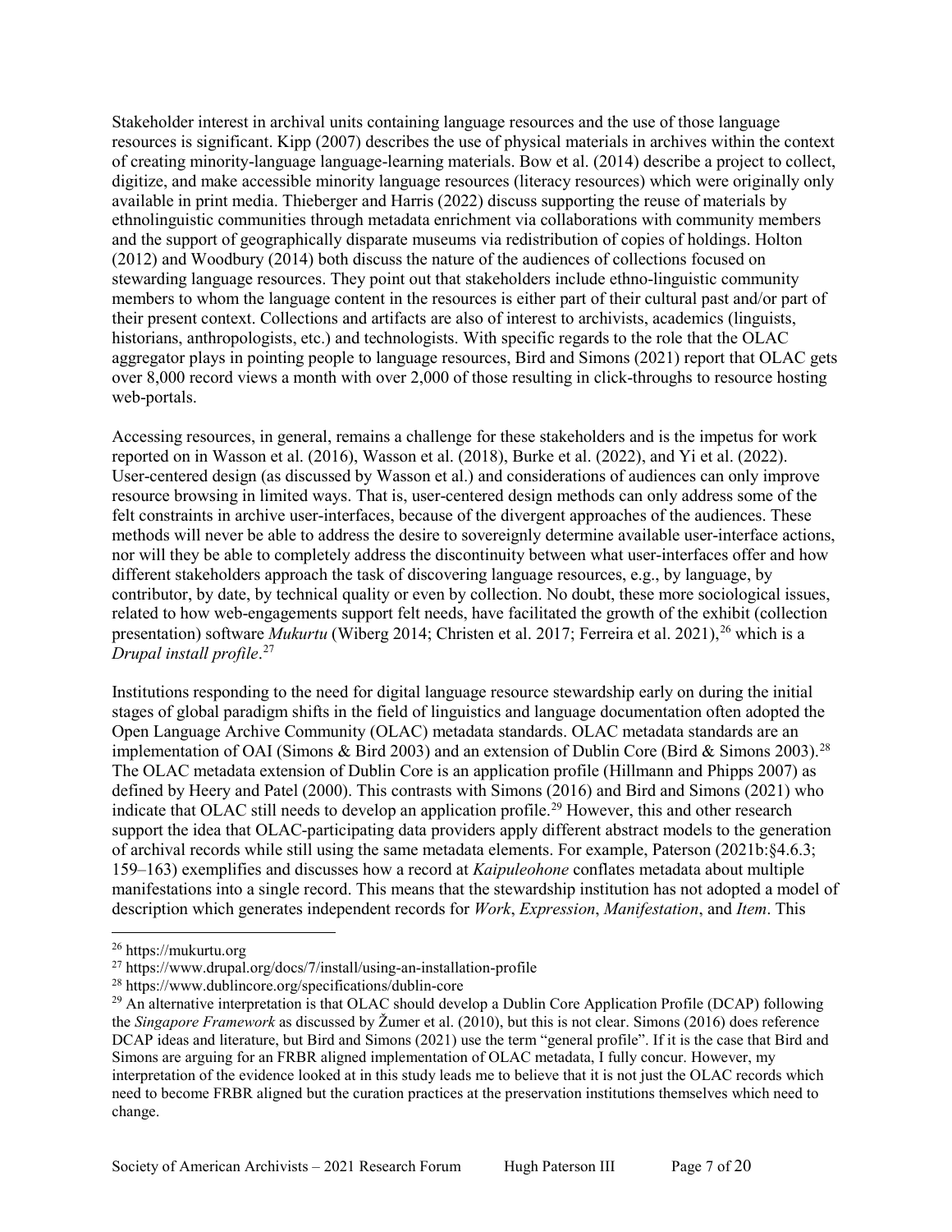Stakeholder interest in archival units containing language resources and the use of those language resources is significant. Kipp (2007) describes the use of physical materials in archives within the context of creating minority-language language-learning materials. Bow et al. (2014) describe a project to collect, digitize, and make accessible minority language resources (literacy resources) which were originally only available in print media. Thieberger and Harris (2022) discuss supporting the reuse of materials by ethnolinguistic communities through metadata enrichment via collaborations with community members and the support of geographically disparate museums via redistribution of copies of holdings. Holton (2012) and Woodbury (2014) both discuss the nature of the audiences of collections focused on stewarding language resources. They point out that stakeholders include ethno-linguistic community members to whom the language content in the resources is either part of their cultural past and/or part of their present context. Collections and artifacts are also of interest to archivists, academics (linguists, historians, anthropologists, etc.) and technologists. With specific regards to the role that the OLAC aggregator plays in pointing people to language resources, Bird and Simons (2021) report that OLAC gets over 8,000 record views a month with over 2,000 of those resulting in click-throughs to resource hosting web-portals.

Accessing resources, in general, remains a challenge for these stakeholders and is the impetus for work reported on in Wasson et al. (2016), Wasson et al. (2018), Burke et al. (2022), and Yi et al. (2022). User-centered design (as discussed by Wasson et al.) and considerations of audiences can only improve resource browsing in limited ways. That is, user-centered design methods can only address some of the felt constraints in archive user-interfaces, because of the divergent approaches of the audiences. These methods will never be able to address the desire to sovereignly determine available user-interface actions, nor will they be able to completely address the discontinuity between what user-interfaces offer and how different stakeholders approach the task of discovering language resources, e.g., by language, by contributor, by date, by technical quality or even by collection. No doubt, these more sociological issues, related to how web-engagements support felt needs, have facilitated the growth of the exhibit (collection presentation) software *Mukurtu* (Wiberg 2014; Christen et al. 2017; Ferreira et al. 2021),[26] which is a *Drupal install profile*.[27]

Institutions responding to the need for digital language resource stewardship early on during the initial stages of global paradigm shifts in the field of linguistics and language documentation often adopted the Open Language Archive Community (OLAC) metadata standards. OLAC metadata standards are an implementation of OAI (Simons & Bird 2003) and an extension of Dublin Core (Bird & Simons 2003).[28] The OLAC metadata extension of Dublin Core is an application profile (Hillmann and Phipps 2007) as defined by Heery and Patel (2000). This contrasts with Simons (2016) and Bird and Simons (2021) who indicate that OLAC still needs to develop an application profile.[29] However, this and other research support the idea that OLAC-participating data providers apply different abstract models to the generation of archival records while still using the same metadata elements. For example, Paterson (2021b:§4.6.3; 159–163) exemplifies and discusses how a record at *Kaipuleohone* conflates metadata about multiple manifestations into a single record. This means that the stewardship institution has not adopted a model of description which generates independent records for *Work*, *Expression*, *Manifestation*, and *Item*. This

---

[26] https://mukurtu.org

[27] https://www.drupal.org/docs/7/install/using-an-installation-profile

[28] https://www.dublincore.org/specifications/dublin-core

[29] An alternative interpretation is that OLAC should develop a Dublin Core Application Profile (DCAP) following the *Singapore Framework* as discussed by Žumer et al. (2010), but this is not clear. Simons (2016) does reference DCAP ideas and literature, but Bird and Simons (2021) use the term "general profile". If it is the case that Bird and Simons are arguing for an FRBR aligned implementation of OLAC metadata, I fully concur. However, my interpretation of the evidence looked at in this study leads me to believe that it is not just the OLAC records which need to become FRBR aligned but the curation practices at the preservation institutions themselves which need to change.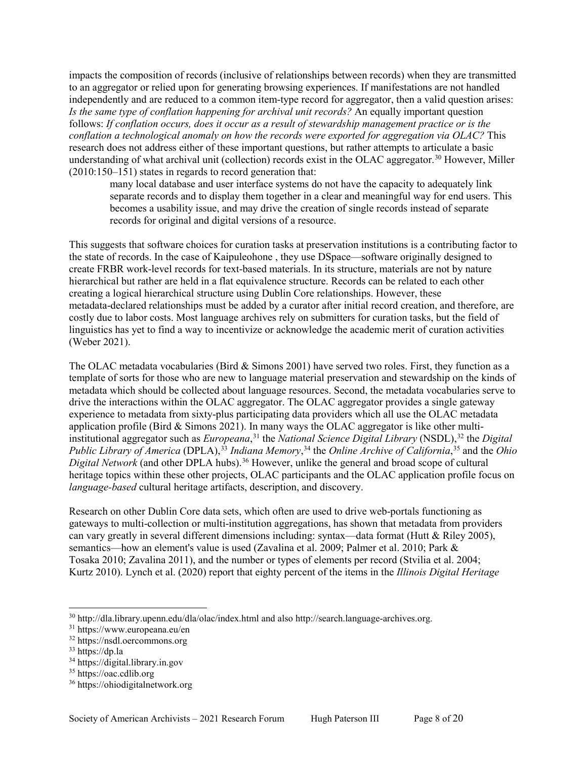impacts the composition of records (inclusive of relationships between records) when they are transmitted to an aggregator or relied upon for generating browsing experiences. If manifestations are not handled independently and are reduced to a common item-type record for aggregator, then a valid question arises: *Is the same type of conflation happening for archival unit records?* An equally important question follows: *If conflation occurs, does it occur as a result of stewardship management practice or is the conflation a technological anomaly on how the records were exported for aggregation via OLAC?* This research does not address either of these important questions, but rather attempts to articulate a basic understanding of what archival unit (collection) records exist in the OLAC aggregator.[30] However, Miller (2010:150–151) states in regards to record generation that:

> many local database and user interface systems do not have the capacity to adequately link separate records and to display them together in a clear and meaningful way for end users. This becomes a usability issue, and may drive the creation of single records instead of separate records for original and digital versions of a resource.

This suggests that software choices for curation tasks at preservation institutions is a contributing factor to the state of records. In the case of Kaipuleohone , they use DSpace—software originally designed to create FRBR work-level records for text-based materials. In its structure, materials are not by nature hierarchical but rather are held in a flat equivalence structure. Records can be related to each other creating a logical hierarchical structure using Dublin Core relationships. However, these metadata-declared relationships must be added by a curator after initial record creation, and therefore, are costly due to labor costs. Most language archives rely on submitters for curation tasks, but the field of linguistics has yet to find a way to incentivize or acknowledge the academic merit of curation activities (Weber 2021).

The OLAC metadata vocabularies (Bird & Simons 2001) have served two roles. First, they function as a template of sorts for those who are new to language material preservation and stewardship on the kinds of metadata which should be collected about language resources. Second, the metadata vocabularies serve to drive the interactions within the OLAC aggregator. The OLAC aggregator provides a single gateway experience to metadata from sixty-plus participating data providers which all use the OLAC metadata application profile (Bird & Simons 2021). In many ways the OLAC aggregator is like other multi-institutional aggregator such as *Europeana*,[31] the *National Science Digital Library* (NSDL),[32] the *Digital Public Library of America* (DPLA),[33] *Indiana Memory*,[34] the *Online Archive of California*,[35] and the *Ohio Digital Network* (and other DPLA hubs).[36] However, unlike the general and broad scope of cultural heritage topics within these other projects, OLAC participants and the OLAC application profile focus on *language-based* cultural heritage artifacts, description, and discovery.

Research on other Dublin Core data sets, which often are used to drive web-portals functioning as gateways to multi-collection or multi-institution aggregations, has shown that metadata from providers can vary greatly in several different dimensions including: syntax—data format (Hutt & Riley 2005), semantics—how an element's value is used (Zavalina et al. 2009; Palmer et al. 2010; Park & Tosaka 2010; Zavalina 2011), and the number or types of elements per record (Stvilia et al. 2004; Kurtz 2010). Lynch et al. (2020) report that eighty percent of the items in the *Illinois Digital Heritage*

---

[30] http://dla.library.upenn.edu/dla/olac/index.html and also http://search.language-archives.org.

[31] https://www.europeana.eu/en

[32] https://nsdl.oercommons.org

[33] https://dp.la

[34] https://digital.library.in.gov

[35] https://oac.cdlib.org

[36] https://ohiodigitalnetwork.org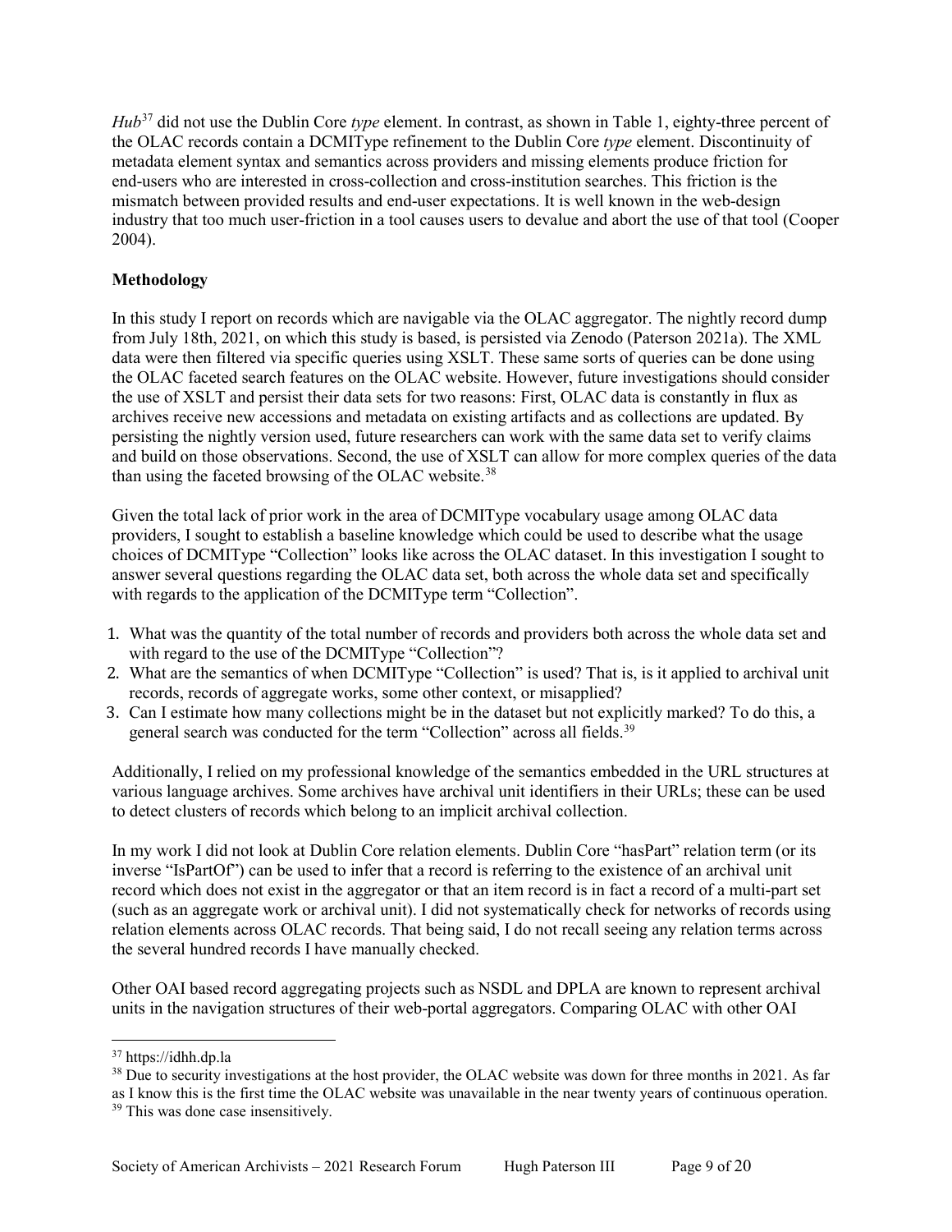*Hub*[37] did not use the Dublin Core *type* element. In contrast, as shown in Table 1, eighty-three percent of the OLAC records contain a DCMIType refinement to the Dublin Core *type* element. Discontinuity of metadata element syntax and semantics across providers and missing elements produce friction for end-users who are interested in cross-collection and cross-institution searches. This friction is the mismatch between provided results and end-user expectations. It is well known in the web-design industry that too much user-friction in a tool causes users to devalue and abort the use of that tool (Cooper 2004).

**Methodology**

In this study I report on records which are navigable via the OLAC aggregator. The nightly record dump from July 18th, 2021, on which this study is based, is persisted via Zenodo (Paterson 2021a). The XML data were then filtered via specific queries using XSLT. These same sorts of queries can be done using the OLAC faceted search features on the OLAC website. However, future investigations should consider the use of XSLT and persist their data sets for two reasons: First, OLAC data is constantly in flux as archives receive new accessions and metadata on existing artifacts and as collections are updated. By persisting the nightly version used, future researchers can work with the same data set to verify claims and build on those observations. Second, the use of XSLT can allow for more complex queries of the data than using the faceted browsing of the OLAC website.[38]

Given the total lack of prior work in the area of DCMIType vocabulary usage among OLAC data providers, I sought to establish a baseline knowledge which could be used to describe what the usage choices of DCMIType "Collection" looks like across the OLAC dataset. In this investigation I sought to answer several questions regarding the OLAC data set, both across the whole data set and specifically with regards to the application of the DCMIType term "Collection".

1. What was the quantity of the total number of records and providers both across the whole data set and with regard to the use of the DCMIType "Collection"?
2. What are the semantics of when DCMIType "Collection" is used? That is, is it applied to archival unit records, records of aggregate works, some other context, or misapplied?
3. Can I estimate how many collections might be in the dataset but not explicitly marked? To do this, a general search was conducted for the term "Collection" across all fields.[39]

Additionally, I relied on my professional knowledge of the semantics embedded in the URL structures at various language archives. Some archives have archival unit identifiers in their URLs; these can be used to detect clusters of records which belong to an implicit archival collection.

In my work I did not look at Dublin Core relation elements. Dublin Core "hasPart" relation term (or its inverse "IsPartOf") can be used to infer that a record is referring to the existence of an archival unit record which does not exist in the aggregator or that an item record is in fact a record of a multi-part set (such as an aggregate work or archival unit). I did not systematically check for networks of records using relation elements across OLAC records. That being said, I do not recall seeing any relation terms across the several hundred records I have manually checked.

Other OAI based record aggregating projects such as NSDL and DPLA are known to represent archival units in the navigation structures of their web-portal aggregators. Comparing OLAC with other OAI

---

[37] https://idhh.dp.la

[38] Due to security investigations at the host provider, the OLAC website was down for three months in 2021. As far as I know this is the first time the OLAC website was unavailable in the near twenty years of continuous operation.

[39] This was done case insensitively.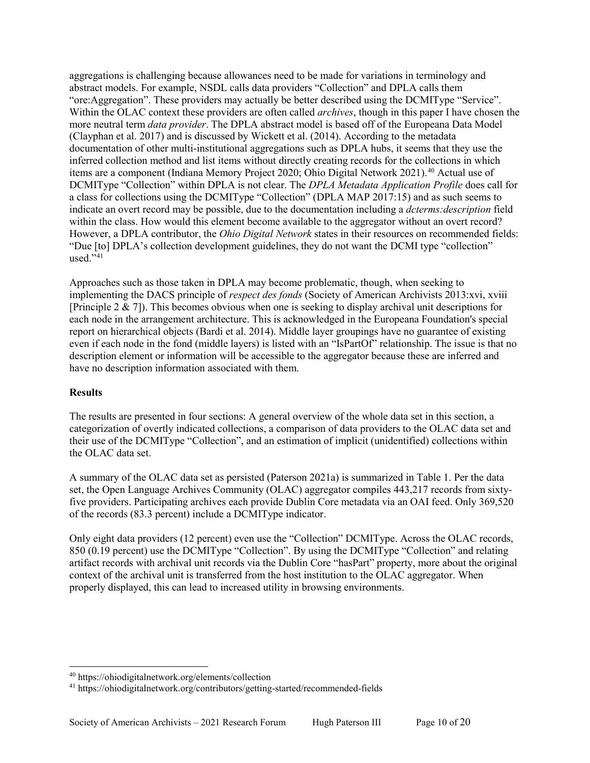aggregations is challenging because allowances need to be made for variations in terminology and abstract models. For example, NSDL calls data providers "Collection" and DPLA calls them "ore:Aggregation". These providers may actually be better described using the DCMIType "Service". Within the OLAC context these providers are often called *archives*, though in this paper I have chosen the more neutral term *data provider*. The DPLA abstract model is based off of the Europeana Data Model (Clayphan et al. 2017) and is discussed by Wickett et al. (2014). According to the metadata documentation of other multi-institutional aggregations such as DPLA hubs, it seems that they use the inferred collection method and list items without directly creating records for the collections in which items are a component (Indiana Memory Project 2020; Ohio Digital Network 2021).[40] Actual use of DCMIType "Collection" within DPLA is not clear. The *DPLA Metadata Application Profile* does call for a class for collections using the DCMIType "Collection" (DPLA MAP 2017:15) and as such seems to indicate an overt record may be possible, due to the documentation including a *dcterms:description* field within the class. How would this element become available to the aggregator without an overt record? However, a DPLA contributor, the *Ohio Digital Network* states in their resources on recommended fields: "Due [to] DPLA's collection development guidelines, they do not want the DCMI type "collection" used."[41]

Approaches such as those taken in DPLA may become problematic, though, when seeking to implementing the DACS principle of *respect des fonds* (Society of American Archivists 2013:xvi, xviii [Principle 2 & 7]). This becomes obvious when one is seeking to display archival unit descriptions for each node in the arrangement architecture. This is acknowledged in the Europeana Foundation's special report on hierarchical objects (Bardi et al. 2014). Middle layer groupings have no guarantee of existing even if each node in the fond (middle layers) is listed with an "IsPartOf" relationship. The issue is that no description element or information will be accessible to the aggregator because these are inferred and have no description information associated with them.

**Results**

The results are presented in four sections: A general overview of the whole data set in this section, a categorization of overtly indicated collections, a comparison of data providers to the OLAC data set and their use of the DCMIType "Collection", and an estimation of implicit (unidentified) collections within the OLAC data set.

A summary of the OLAC data set as persisted (Paterson 2021a) is summarized in Table 1. Per the data set, the Open Language Archives Community (OLAC) aggregator compiles 443,217 records from sixty-five providers. Participating archives each provide Dublin Core metadata via an OAI feed. Only 369,520 of the records (83.3 percent) include a DCMIType indicator.

Only eight data providers (12 percent) even use the "Collection" DCMIType. Across the OLAC records, 850 (0.19 percent) use the DCMIType "Collection". By using the DCMIType "Collection" and relating artifact records with archival unit records via the Dublin Core "hasPart" property, more about the original context of the archival unit is transferred from the host institution to the OLAC aggregator. When properly displayed, this can lead to increased utility in browsing environments.

[40] https://ohiodigitalnetwork.org/elements/collection

[41] https://ohiodigitalnetwork.org/contributors/getting-started/recommended-fields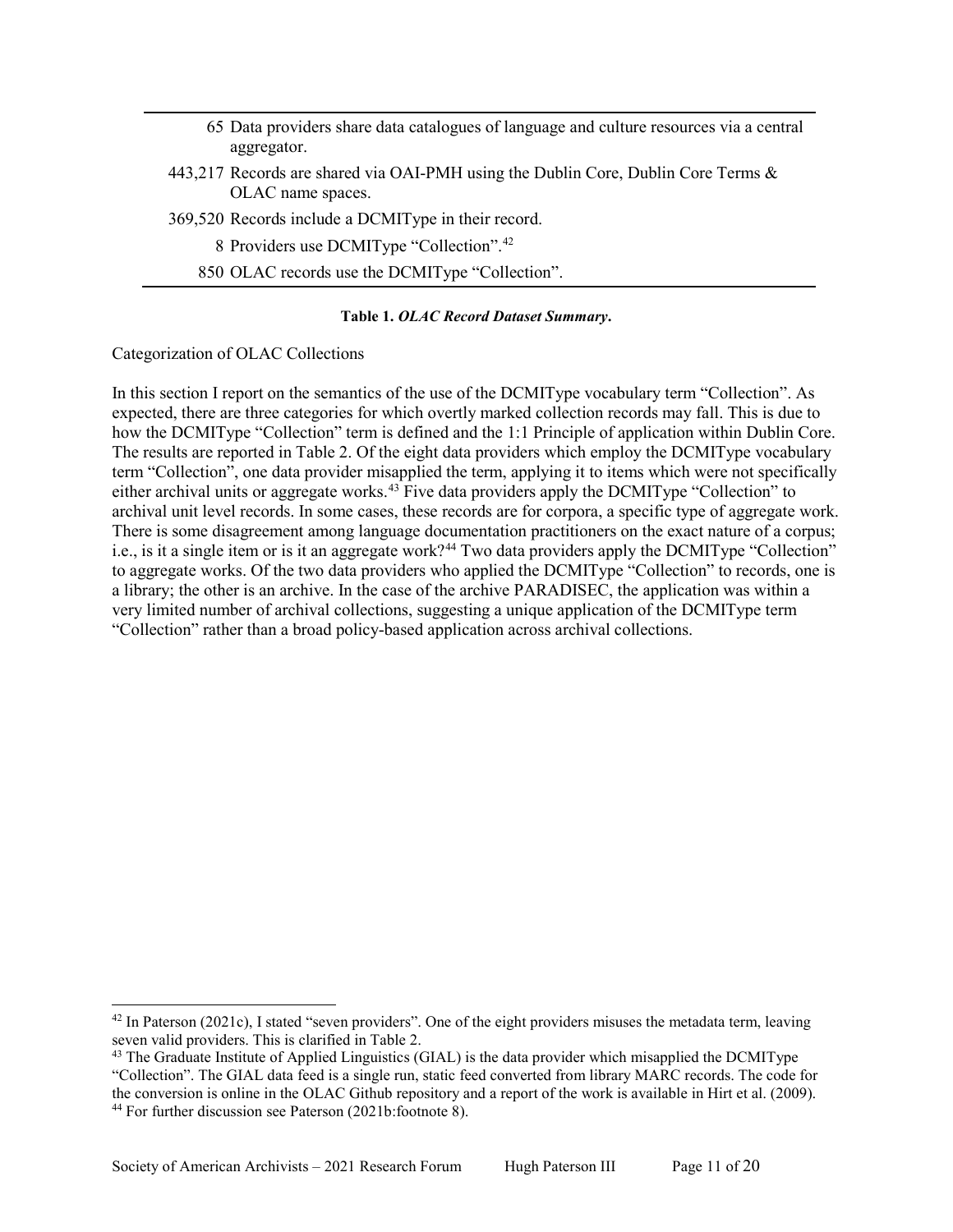| | |
|---|---|
| 65 | Data providers share data catalogues of language and culture resources via a central aggregator. |
| 443,217 | Records are shared via OAI-PMH using the Dublin Core, Dublin Core Terms & OLAC name spaces. |
| 369,520 | Records include a DCMIType in their record. |
| 8 | Providers use DCMIType "Collection".[42] |
| 850 | OLAC records use the DCMIType "Collection". |

**Table 1.** ***OLAC Record Dataset Summary*****.**

Categorization of OLAC Collections

In this section I report on the semantics of the use of the DCMIType vocabulary term "Collection". As expected, there are three categories for which overtly marked collection records may fall. This is due to how the DCMIType "Collection" term is defined and the 1:1 Principle of application within Dublin Core. The results are reported in Table 2. Of the eight data providers which employ the DCMIType vocabulary term "Collection", one data provider misapplied the term, applying it to items which were not specifically either archival units or aggregate works.[43] Five data providers apply the DCMIType "Collection" to archival unit level records. In some cases, these records are for corpora, a specific type of aggregate work. There is some disagreement among language documentation practitioners on the exact nature of a corpus; i.e., is it a single item or is it an aggregate work?[44] Two data providers apply the DCMIType "Collection" to aggregate works. Of the two data providers who applied the DCMIType "Collection" to records, one is a library; the other is an archive. In the case of the archive PARADISEC, the application was within a very limited number of archival collections, suggesting a unique application of the DCMIType term "Collection" rather than a broad policy-based application across archival collections.

---

[42] In Paterson (2021c), I stated "seven providers". One of the eight providers misuses the metadata term, leaving seven valid providers. This is clarified in Table 2.

[43] The Graduate Institute of Applied Linguistics (GIAL) is the data provider which misapplied the DCMIType "Collection". The GIAL data feed is a single run, static feed converted from library MARC records. The code for the conversion is online in the OLAC Github repository and a report of the work is available in Hirt et al. (2009).

[44] For further discussion see Paterson (2021b:footnote 8).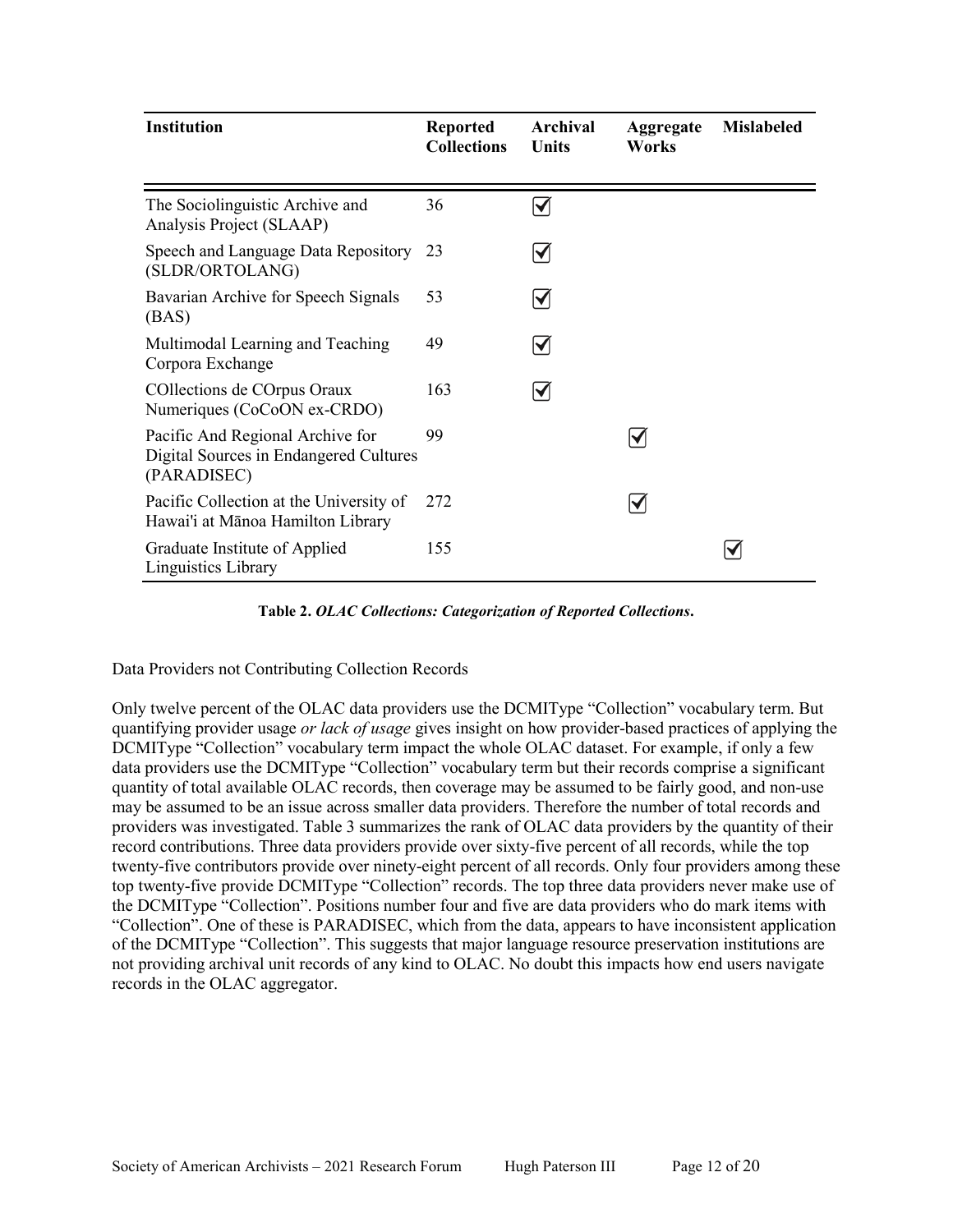| Institution | Reported Collections | Archival Units | Aggregate Works | Mislabeled |
|---|---|---|---|---|
| The Sociolinguistic Archive and Analysis Project (SLAAP) | 36 | ☑ | | |
| Speech and Language Data Repository (SLDR/ORTOLANG) | 23 | ☑ | | |
| Bavarian Archive for Speech Signals (BAS) | 53 | ☑ | | |
| Multimodal Learning and Teaching Corpora Exchange | 49 | ☑ | | |
| COllections de COrpus Oraux Numeriques (CoCoON ex-CRDO) | 163 | ☑ | | |
| Pacific And Regional Archive for Digital Sources in Endangered Cultures (PARADISEC) | 99 | | ☑ | |
| Pacific Collection at the University of Hawai'i at Mānoa Hamilton Library | 272 | | ☑ | |
| Graduate Institute of Applied Linguistics Library | 155 | | | ☑ |

**Table 2.** ***OLAC Collections: Categorization of Reported Collections*.**

Data Providers not Contributing Collection Records

Only twelve percent of the OLAC data providers use the DCMIType "Collection" vocabulary term. But quantifying provider usage *or lack of usage* gives insight on how provider-based practices of applying the DCMIType "Collection" vocabulary term impact the whole OLAC dataset. For example, if only a few data providers use the DCMIType "Collection" vocabulary term but their records comprise a significant quantity of total available OLAC records, then coverage may be assumed to be fairly good, and non-use may be assumed to be an issue across smaller data providers. Therefore the number of total records and providers was investigated. Table 3 summarizes the rank of OLAC data providers by the quantity of their record contributions. Three data providers provide over sixty-five percent of all records, while the top twenty-five contributors provide over ninety-eight percent of all records. Only four providers among these top twenty-five provide DCMIType "Collection" records. The top three data providers never make use of the DCMIType "Collection". Positions number four and five are data providers who do mark items with "Collection". One of these is PARADISEC, which from the data, appears to have inconsistent application of the DCMIType "Collection". This suggests that major language resource preservation institutions are not providing archival unit records of any kind to OLAC. No doubt this impacts how end users navigate records in the OLAC aggregator.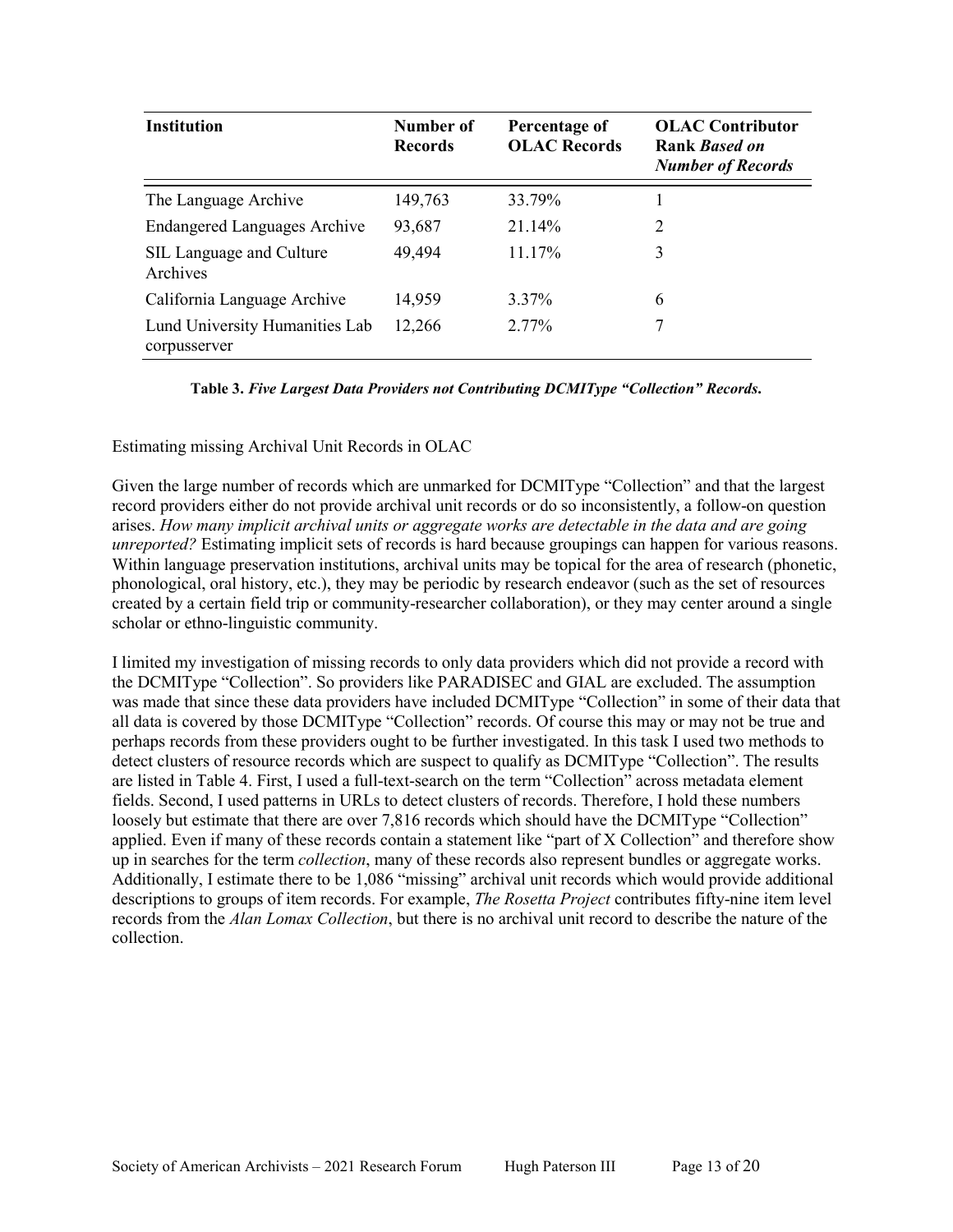| **Institution** | **Number of Records** | **Percentage of OLAC Records** | **OLAC Contributor Rank *Based on Number of Records*** |
|---|---|---|---|
| The Language Archive | 149,763 | 33.79% | 1 |
| Endangered Languages Archive | 93,687 | 21.14% | 2 |
| SIL Language and Culture Archives | 49,494 | 11.17% | 3 |
| California Language Archive | 14,959 | 3.37% | 6 |
| Lund University Humanities Lab corpusserver | 12,266 | 2.77% | 7 |

**Table 3.** ***Five Largest Data Providers not Contributing DCMIType "Collection" Records.***

Estimating missing Archival Unit Records in OLAC

Given the large number of records which are unmarked for DCMIType "Collection" and that the largest record providers either do not provide archival unit records or do so inconsistently, a follow-on question arises. *How many implicit archival units or aggregate works are detectable in the data and are going unreported?* Estimating implicit sets of records is hard because groupings can happen for various reasons. Within language preservation institutions, archival units may be topical for the area of research (phonetic, phonological, oral history, etc.), they may be periodic by research endeavor (such as the set of resources created by a certain field trip or community-researcher collaboration), or they may center around a single scholar or ethno-linguistic community.

I limited my investigation of missing records to only data providers which did not provide a record with the DCMIType "Collection". So providers like PARADISEC and GIAL are excluded. The assumption was made that since these data providers have included DCMIType "Collection" in some of their data that all data is covered by those DCMIType "Collection" records. Of course this may or may not be true and perhaps records from these providers ought to be further investigated. In this task I used two methods to detect clusters of resource records which are suspect to qualify as DCMIType "Collection". The results are listed in Table 4. First, I used a full-text-search on the term "Collection" across metadata element fields. Second, I used patterns in URLs to detect clusters of records. Therefore, I hold these numbers loosely but estimate that there are over 7,816 records which should have the DCMIType "Collection" applied. Even if many of these records contain a statement like "part of X Collection" and therefore show up in searches for the term *collection*, many of these records also represent bundles or aggregate works. Additionally, I estimate there to be 1,086 "missing" archival unit records which would provide additional descriptions to groups of item records. For example, *The Rosetta Project* contributes fifty-nine item level records from the *Alan Lomax Collection*, but there is no archival unit record to describe the nature of the collection.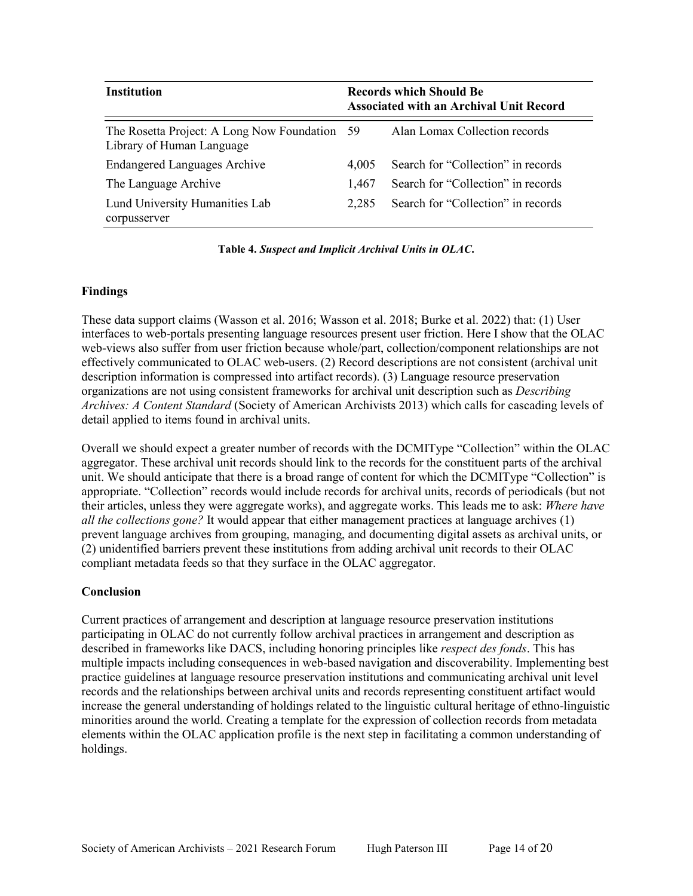| Institution | Records which Should Be Associated with an Archival Unit Record | |
|---|---|---|
| The Rosetta Project: A Long Now Foundation Library of Human Language | 59 | Alan Lomax Collection records |
| Endangered Languages Archive | 4,005 | Search for "Collection" in records |
| The Language Archive | 1,467 | Search for "Collection" in records |
| Lund University Humanities Lab corpusserver | 2,285 | Search for "Collection" in records |

**Table 4.** ***Suspect and Implicit Archival Units in OLAC.***

## Findings

These data support claims (Wasson et al. 2016; Wasson et al. 2018; Burke et al. 2022) that: (1) User interfaces to web-portals presenting language resources present user friction. Here I show that the OLAC web-views also suffer from user friction because whole/part, collection/component relationships are not effectively communicated to OLAC web-users. (2) Record descriptions are not consistent (archival unit description information is compressed into artifact records). (3) Language resource preservation organizations are not using consistent frameworks for archival unit description such as *Describing Archives: A Content Standard* (Society of American Archivists 2013) which calls for cascading levels of detail applied to items found in archival units.

Overall we should expect a greater number of records with the DCMIType "Collection" within the OLAC aggregator. These archival unit records should link to the records for the constituent parts of the archival unit. We should anticipate that there is a broad range of content for which the DCMIType "Collection" is appropriate. "Collection" records would include records for archival units, records of periodicals (but not their articles, unless they were aggregate works), and aggregate works. This leads me to ask: *Where have all the collections gone?* It would appear that either management practices at language archives (1) prevent language archives from grouping, managing, and documenting digital assets as archival units, or (2) unidentified barriers prevent these institutions from adding archival unit records to their OLAC compliant metadata feeds so that they surface in the OLAC aggregator.

## Conclusion

Current practices of arrangement and description at language resource preservation institutions participating in OLAC do not currently follow archival practices in arrangement and description as described in frameworks like DACS, including honoring principles like *respect des fonds*. This has multiple impacts including consequences in web-based navigation and discoverability. Implementing best practice guidelines at language resource preservation institutions and communicating archival unit level records and the relationships between archival units and records representing constituent artifact would increase the general understanding of holdings related to the linguistic cultural heritage of ethno-linguistic minorities around the world. Creating a template for the expression of collection records from metadata elements within the OLAC application profile is the next step in facilitating a common understanding of holdings.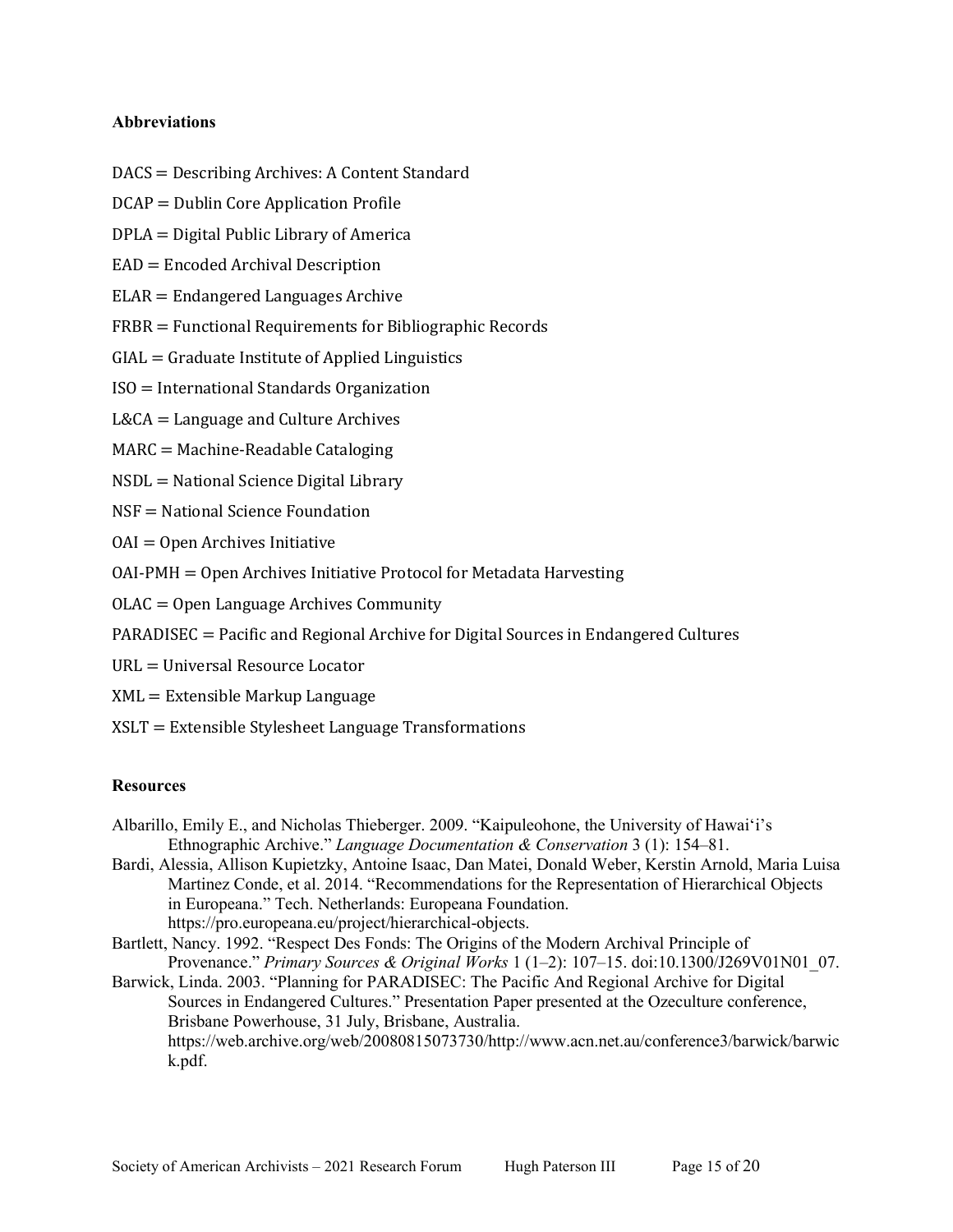**Abbreviations**

DACS = Describing Archives: A Content Standard

DCAP = Dublin Core Application Profile

DPLA = Digital Public Library of America

EAD = Encoded Archival Description

ELAR = Endangered Languages Archive

FRBR = Functional Requirements for Bibliographic Records

GIAL = Graduate Institute of Applied Linguistics

ISO = International Standards Organization

L&CA = Language and Culture Archives

MARC = Machine-Readable Cataloging

NSDL = National Science Digital Library

NSF = National Science Foundation

OAI = Open Archives Initiative

OAI-PMH = Open Archives Initiative Protocol for Metadata Harvesting

OLAC = Open Language Archives Community

PARADISEC = Pacific and Regional Archive for Digital Sources in Endangered Cultures

URL = Universal Resource Locator

XML = Extensible Markup Language

XSLT = Extensible Stylesheet Language Transformations

**Resources**

Albarillo, Emily E., and Nicholas Thieberger. 2009. "Kaipuleohone, the University of Hawai'i's Ethnographic Archive." *Language Documentation & Conservation* 3 (1): 154–81.

Bardi, Alessia, Allison Kupietzky, Antoine Isaac, Dan Matei, Donald Weber, Kerstin Arnold, Maria Luisa Martinez Conde, et al. 2014. "Recommendations for the Representation of Hierarchical Objects in Europeana." Tech. Netherlands: Europeana Foundation. https://pro.europeana.eu/project/hierarchical-objects.

Bartlett, Nancy. 1992. "Respect Des Fonds: The Origins of the Modern Archival Principle of Provenance." *Primary Sources & Original Works* 1 (1–2): 107–15. doi:10.1300/J269V01N01_07.

Barwick, Linda. 2003. "Planning for PARADISEC: The Pacific And Regional Archive for Digital Sources in Endangered Cultures." Presentation Paper presented at the Ozeculture conference, Brisbane Powerhouse, 31 July, Brisbane, Australia. https://web.archive.org/web/20080815073730/http://www.acn.net.au/conference3/barwick/barwick.pdf.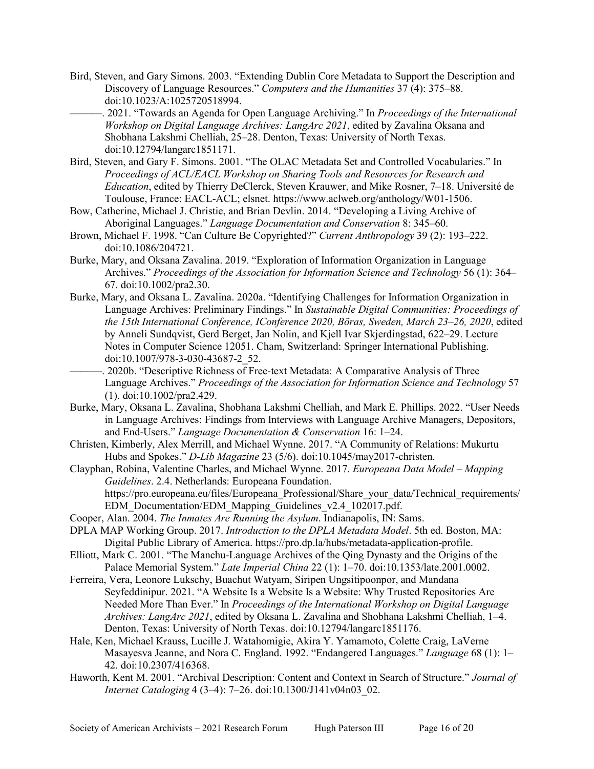Bird, Steven, and Gary Simons. 2003. "Extending Dublin Core Metadata to Support the Description and Discovery of Language Resources." *Computers and the Humanities* 37 (4): 375–88. doi:10.1023/A:1025720518994.

———. 2021. "Towards an Agenda for Open Language Archiving." In *Proceedings of the International Workshop on Digital Language Archives: LangArc 2021*, edited by Zavalina Oksana and Shobhana Lakshmi Chelliah, 25–28. Denton, Texas: University of North Texas. doi:10.12794/langarc1851171.

Bird, Steven, and Gary F. Simons. 2001. "The OLAC Metadata Set and Controlled Vocabularies." In *Proceedings of ACL/EACL Workshop on Sharing Tools and Resources for Research and Education*, edited by Thierry DeClerck, Steven Krauwer, and Mike Rosner, 7–18. Université de Toulouse, France: EACL-ACL; elsnet. https://www.aclweb.org/anthology/W01-1506.

Bow, Catherine, Michael J. Christie, and Brian Devlin. 2014. "Developing a Living Archive of Aboriginal Languages." *Language Documentation and Conservation* 8: 345–60.

Brown, Michael F. 1998. "Can Culture Be Copyrighted?" *Current Anthropology* 39 (2): 193–222. doi:10.1086/204721.

Burke, Mary, and Oksana Zavalina. 2019. "Exploration of Information Organization in Language Archives." *Proceedings of the Association for Information Science and Technology* 56 (1): 364–67. doi:10.1002/pra2.30.

Burke, Mary, and Oksana L. Zavalina. 2020a. "Identifying Challenges for Information Organization in Language Archives: Preliminary Findings." In *Sustainable Digital Communities: Proceedings of the 15th International Conference, IConference 2020, Böras, Sweden, March 23–26, 2020*, edited by Anneli Sundqvist, Gerd Berget, Jan Nolin, and Kjell Ivar Skjerdingstad, 622–29. Lecture Notes in Computer Science 12051. Cham, Switzerland: Springer International Publishing. doi:10.1007/978-3-030-43687-2_52.

———. 2020b. "Descriptive Richness of Free-text Metadata: A Comparative Analysis of Three Language Archives." *Proceedings of the Association for Information Science and Technology* 57 (1). doi:10.1002/pra2.429.

Burke, Mary, Oksana L. Zavalina, Shobhana Lakshmi Chelliah, and Mark E. Phillips. 2022. "User Needs in Language Archives: Findings from Interviews with Language Archive Managers, Depositors, and End-Users." *Language Documentation & Conservation* 16: 1–24.

Christen, Kimberly, Alex Merrill, and Michael Wynne. 2017. "A Community of Relations: Mukurtu Hubs and Spokes." *D-Lib Magazine* 23 (5/6). doi:10.1045/may2017-christen.

Clayphan, Robina, Valentine Charles, and Michael Wynne. 2017. *Europeana Data Model – Mapping Guidelines*. 2.4. Netherlands: Europeana Foundation. https://pro.europeana.eu/files/Europeana_Professional/Share_your_data/Technical_requirements/EDM_Documentation/EDM_Mapping_Guidelines_v2.4_102017.pdf.

Cooper, Alan. 2004. *The Inmates Are Running the Asylum*. Indianapolis, IN: Sams.

DPLA MAP Working Group. 2017. *Introduction to the DPLA Metadata Model*. 5th ed. Boston, MA: Digital Public Library of America. https://pro.dp.la/hubs/metadata-application-profile.

Elliott, Mark C. 2001. "The Manchu-Language Archives of the Qing Dynasty and the Origins of the Palace Memorial System." *Late Imperial China* 22 (1): 1–70. doi:10.1353/late.2001.0002.

Ferreira, Vera, Leonore Lukschy, Buachut Watyam, Siripen Ungsitipoonpor, and Mandana Seyfeddinipur. 2021. "A Website Is a Website Is a Website: Why Trusted Repositories Are Needed More Than Ever." In *Proceedings of the International Workshop on Digital Language Archives: LangArc 2021*, edited by Oksana L. Zavalina and Shobhana Lakshmi Chelliah, 1–4. Denton, Texas: University of North Texas. doi:10.12794/langarc1851176.

Hale, Ken, Michael Krauss, Lucille J. Watahomigie, Akira Y. Yamamoto, Colette Craig, LaVerne Masayesva Jeanne, and Nora C. England. 1992. "Endangered Languages." *Language* 68 (1): 1–42. doi:10.2307/416368.

Haworth, Kent M. 2001. "Archival Description: Content and Context in Search of Structure." *Journal of Internet Cataloging* 4 (3–4): 7–26. doi:10.1300/J141v04n03_02.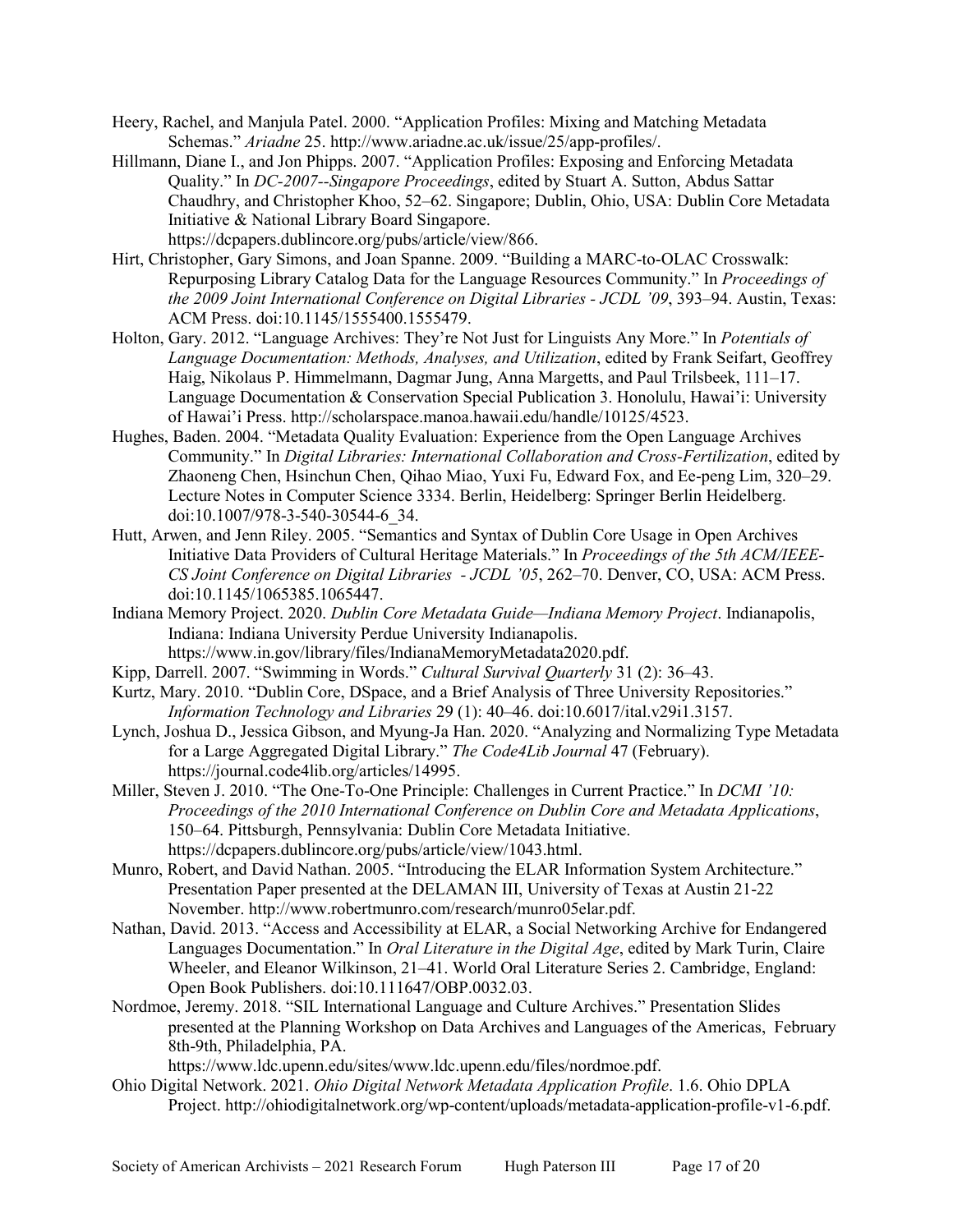Heery, Rachel, and Manjula Patel. 2000. "Application Profiles: Mixing and Matching Metadata Schemas." *Ariadne* 25. http://www.ariadne.ac.uk/issue/25/app-profiles/.

Hillmann, Diane I., and Jon Phipps. 2007. "Application Profiles: Exposing and Enforcing Metadata Quality." In *DC-2007--Singapore Proceedings*, edited by Stuart A. Sutton, Abdus Sattar Chaudhry, and Christopher Khoo, 52–62. Singapore; Dublin, Ohio, USA: Dublin Core Metadata Initiative & National Library Board Singapore. https://dcpapers.dublincore.org/pubs/article/view/866.

Hirt, Christopher, Gary Simons, and Joan Spanne. 2009. "Building a MARC-to-OLAC Crosswalk: Repurposing Library Catalog Data for the Language Resources Community." In *Proceedings of the 2009 Joint International Conference on Digital Libraries - JCDL '09*, 393–94. Austin, Texas: ACM Press. doi:10.1145/1555400.1555479.

Holton, Gary. 2012. "Language Archives: They're Not Just for Linguists Any More." In *Potentials of Language Documentation: Methods, Analyses, and Utilization*, edited by Frank Seifart, Geoffrey Haig, Nikolaus P. Himmelmann, Dagmar Jung, Anna Margetts, and Paul Trilsbeek, 111–17. Language Documentation & Conservation Special Publication 3. Honolulu, Hawai'i: University of Hawai'i Press. http://scholarspace.manoa.hawaii.edu/handle/10125/4523.

Hughes, Baden. 2004. "Metadata Quality Evaluation: Experience from the Open Language Archives Community." In *Digital Libraries: International Collaboration and Cross-Fertilization*, edited by Zhaoneng Chen, Hsinchun Chen, Qihao Miao, Yuxi Fu, Edward Fox, and Ee-peng Lim, 320–29. Lecture Notes in Computer Science 3334. Berlin, Heidelberg: Springer Berlin Heidelberg. doi:10.1007/978-3-540-30544-6_34.

Hutt, Arwen, and Jenn Riley. 2005. "Semantics and Syntax of Dublin Core Usage in Open Archives Initiative Data Providers of Cultural Heritage Materials." In *Proceedings of the 5th ACM/IEEE-CS Joint Conference on Digital Libraries - JCDL '05*, 262–70. Denver, CO, USA: ACM Press. doi:10.1145/1065385.1065447.

Indiana Memory Project. 2020. *Dublin Core Metadata Guide—Indiana Memory Project*. Indianapolis, Indiana: Indiana University Perdue University Indianapolis. https://www.in.gov/library/files/IndianaMemoryMetadata2020.pdf.

Kipp, Darrell. 2007. "Swimming in Words." *Cultural Survival Quarterly* 31 (2): 36–43.

Kurtz, Mary. 2010. "Dublin Core, DSpace, and a Brief Analysis of Three University Repositories." *Information Technology and Libraries* 29 (1): 40–46. doi:10.6017/ital.v29i1.3157.

Lynch, Joshua D., Jessica Gibson, and Myung-Ja Han. 2020. "Analyzing and Normalizing Type Metadata for a Large Aggregated Digital Library." *The Code4Lib Journal* 47 (February). https://journal.code4lib.org/articles/14995.

Miller, Steven J. 2010. "The One-To-One Principle: Challenges in Current Practice." In *DCMI '10: Proceedings of the 2010 International Conference on Dublin Core and Metadata Applications*, 150–64. Pittsburgh, Pennsylvania: Dublin Core Metadata Initiative. https://dcpapers.dublincore.org/pubs/article/view/1043.html.

Munro, Robert, and David Nathan. 2005. "Introducing the ELAR Information System Architecture." Presentation Paper presented at the DELAMAN III, University of Texas at Austin 21-22 November. http://www.robertmunro.com/research/munro05elar.pdf.

Nathan, David. 2013. "Access and Accessibility at ELAR, a Social Networking Archive for Endangered Languages Documentation." In *Oral Literature in the Digital Age*, edited by Mark Turin, Claire Wheeler, and Eleanor Wilkinson, 21–41. World Oral Literature Series 2. Cambridge, England: Open Book Publishers. doi:10.111647/OBP.0032.03.

Nordmoe, Jeremy. 2018. "SIL International Language and Culture Archives." Presentation Slides presented at the Planning Workshop on Data Archives and Languages of the Americas, February 8th-9th, Philadelphia, PA. https://www.ldc.upenn.edu/sites/www.ldc.upenn.edu/files/nordmoe.pdf.

Ohio Digital Network. 2021. *Ohio Digital Network Metadata Application Profile*. 1.6. Ohio DPLA Project. http://ohiodigitalnetwork.org/wp-content/uploads/metadata-application-profile-v1-6.pdf.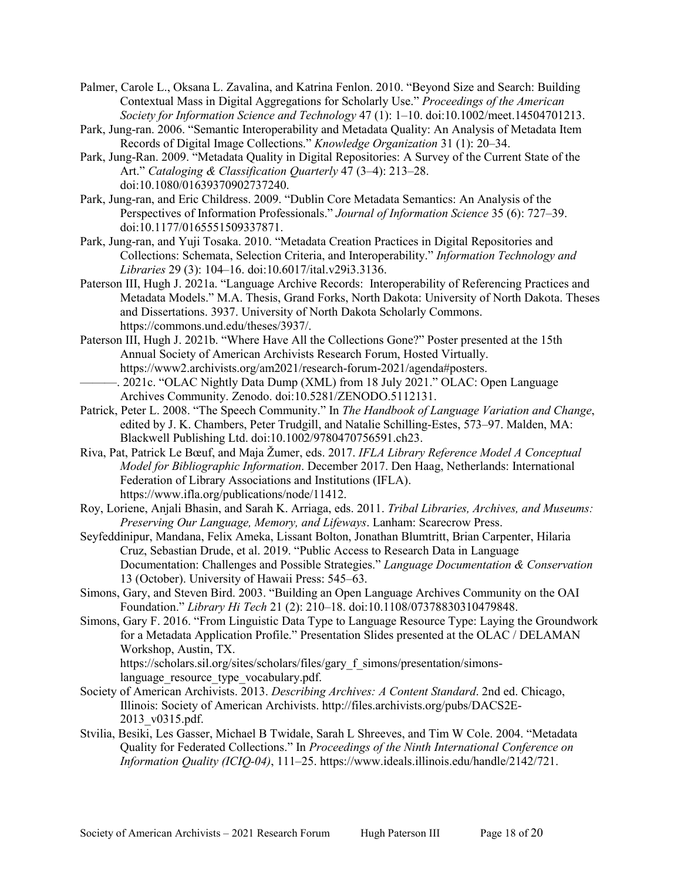Palmer, Carole L., Oksana L. Zavalina, and Katrina Fenlon. 2010. "Beyond Size and Search: Building Contextual Mass in Digital Aggregations for Scholarly Use." *Proceedings of the American Society for Information Science and Technology* 47 (1): 1–10. doi:10.1002/meet.14504701213.

Park, Jung-ran. 2006. "Semantic Interoperability and Metadata Quality: An Analysis of Metadata Item Records of Digital Image Collections." *Knowledge Organization* 31 (1): 20–34.

Park, Jung-Ran. 2009. "Metadata Quality in Digital Repositories: A Survey of the Current State of the Art." *Cataloging & Classification Quarterly* 47 (3–4): 213–28. doi:10.1080/01639370902737240.

Park, Jung-ran, and Eric Childress. 2009. "Dublin Core Metadata Semantics: An Analysis of the Perspectives of Information Professionals." *Journal of Information Science* 35 (6): 727–39. doi:10.1177/0165551509337871.

Park, Jung-ran, and Yuji Tosaka. 2010. "Metadata Creation Practices in Digital Repositories and Collections: Schemata, Selection Criteria, and Interoperability." *Information Technology and Libraries* 29 (3): 104–16. doi:10.6017/ital.v29i3.3136.

Paterson III, Hugh J. 2021a. "Language Archive Records: Interoperability of Referencing Practices and Metadata Models." M.A. Thesis, Grand Forks, North Dakota: University of North Dakota. Theses and Dissertations. 3937. University of North Dakota Scholarly Commons. https://commons.und.edu/theses/3937/.

Paterson III, Hugh J. 2021b. "Where Have All the Collections Gone?" Poster presented at the 15th Annual Society of American Archivists Research Forum, Hosted Virtually. https://www2.archivists.org/am2021/research-forum-2021/agenda#posters.

———. 2021c. "OLAC Nightly Data Dump (XML) from 18 July 2021." OLAC: Open Language Archives Community. Zenodo. doi:10.5281/ZENODO.5112131.

Patrick, Peter L. 2008. "The Speech Community." In *The Handbook of Language Variation and Change*, edited by J. K. Chambers, Peter Trudgill, and Natalie Schilling-Estes, 573–97. Malden, MA: Blackwell Publishing Ltd. doi:10.1002/9780470756591.ch23.

Riva, Pat, Patrick Le Bœuf, and Maja Žumer, eds. 2017. *IFLA Library Reference Model A Conceptual Model for Bibliographic Information*. December 2017. Den Haag, Netherlands: International Federation of Library Associations and Institutions (IFLA). https://www.ifla.org/publications/node/11412.

Roy, Loriene, Anjali Bhasin, and Sarah K. Arriaga, eds. 2011. *Tribal Libraries, Archives, and Museums: Preserving Our Language, Memory, and Lifeways*. Lanham: Scarecrow Press.

Seyfeddinipur, Mandana, Felix Ameka, Lissant Bolton, Jonathan Blumtritt, Brian Carpenter, Hilaria Cruz, Sebastian Drude, et al. 2019. "Public Access to Research Data in Language Documentation: Challenges and Possible Strategies." *Language Documentation & Conservation* 13 (October). University of Hawaii Press: 545–63.

Simons, Gary, and Steven Bird. 2003. "Building an Open Language Archives Community on the OAI Foundation." *Library Hi Tech* 21 (2): 210–18. doi:10.1108/07378830310479848.

Simons, Gary F. 2016. "From Linguistic Data Type to Language Resource Type: Laying the Groundwork for a Metadata Application Profile." Presentation Slides presented at the OLAC / DELAMAN Workshop, Austin, TX. https://scholars.sil.org/sites/scholars/files/gary_f_simons/presentation/simons-language_resource_type_vocabulary.pdf.

Society of American Archivists. 2013. *Describing Archives: A Content Standard*. 2nd ed. Chicago, Illinois: Society of American Archivists. http://files.archivists.org/pubs/DACS2E-2013_v0315.pdf.

Stvilia, Besiki, Les Gasser, Michael B Twidale, Sarah L Shreeves, and Tim W Cole. 2004. "Metadata Quality for Federated Collections." In *Proceedings of the Ninth International Conference on Information Quality (ICIQ-04)*, 111–25. https://www.ideals.illinois.edu/handle/2142/721.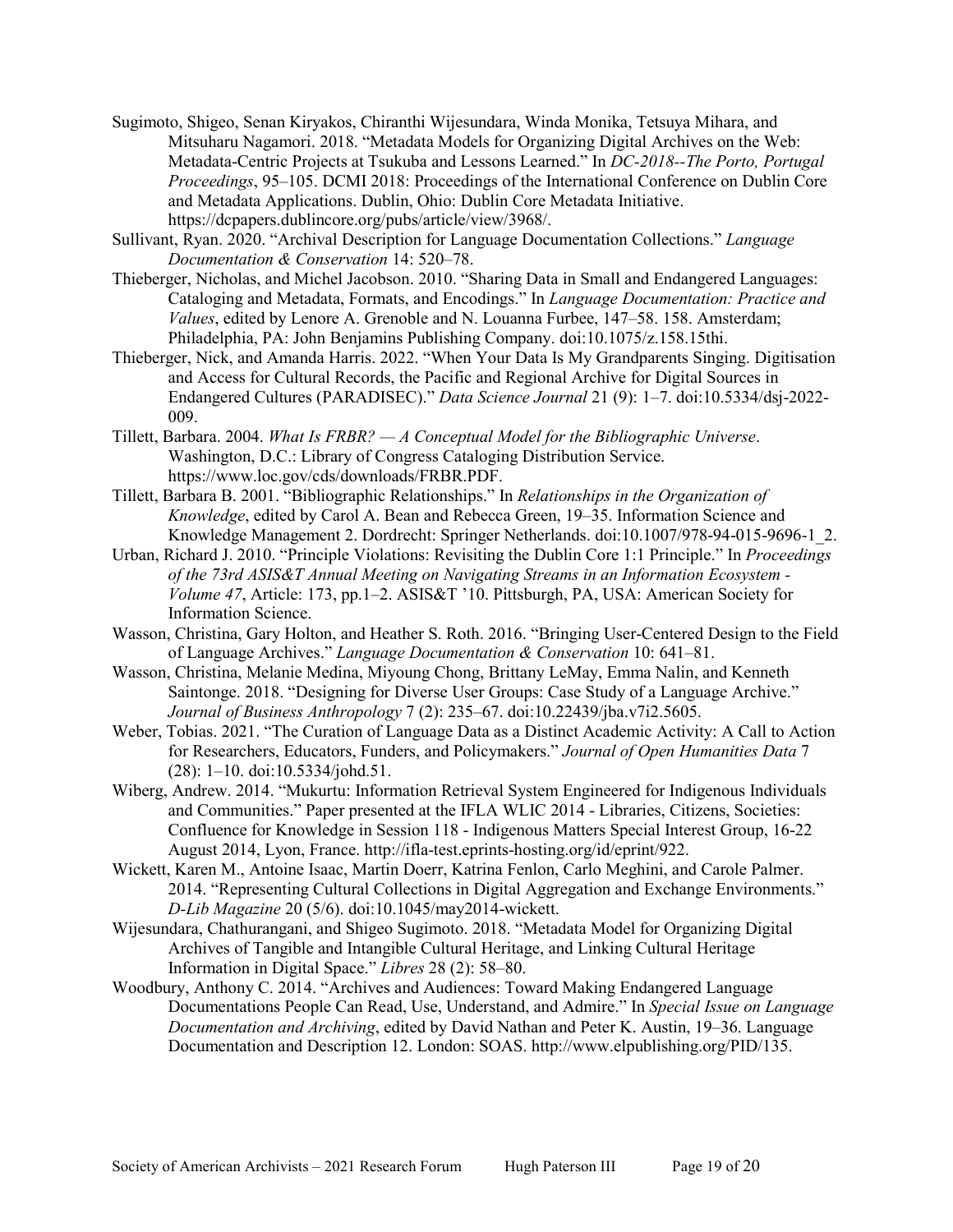Sugimoto, Shigeo, Senan Kiryakos, Chiranthi Wijesundara, Winda Monika, Tetsuya Mihara, and Mitsuharu Nagamori. 2018. "Metadata Models for Organizing Digital Archives on the Web: Metadata-Centric Projects at Tsukuba and Lessons Learned." In *DC-2018--The Porto, Portugal Proceedings*, 95–105. DCMI 2018: Proceedings of the International Conference on Dublin Core and Metadata Applications. Dublin, Ohio: Dublin Core Metadata Initiative. https://dcpapers.dublincore.org/pubs/article/view/3968/.

Sullivant, Ryan. 2020. "Archival Description for Language Documentation Collections." *Language Documentation & Conservation* 14: 520–78.

Thieberger, Nicholas, and Michel Jacobson. 2010. "Sharing Data in Small and Endangered Languages: Cataloging and Metadata, Formats, and Encodings." In *Language Documentation: Practice and Values*, edited by Lenore A. Grenoble and N. Louanna Furbee, 147–58. 158. Amsterdam; Philadelphia, PA: John Benjamins Publishing Company. doi:10.1075/z.158.15thi.

Thieberger, Nick, and Amanda Harris. 2022. "When Your Data Is My Grandparents Singing. Digitisation and Access for Cultural Records, the Pacific and Regional Archive for Digital Sources in Endangered Cultures (PARADISEC)." *Data Science Journal* 21 (9): 1–7. doi:10.5334/dsj-2022-009.

Tillett, Barbara. 2004. *What Is FRBR? — A Conceptual Model for the Bibliographic Universe*. Washington, D.C.: Library of Congress Cataloging Distribution Service. https://www.loc.gov/cds/downloads/FRBR.PDF.

Tillett, Barbara B. 2001. "Bibliographic Relationships." In *Relationships in the Organization of Knowledge*, edited by Carol A. Bean and Rebecca Green, 19–35. Information Science and Knowledge Management 2. Dordrecht: Springer Netherlands. doi:10.1007/978-94-015-9696-1_2.

Urban, Richard J. 2010. "Principle Violations: Revisiting the Dublin Core 1:1 Principle." In *Proceedings of the 73rd ASIS&T Annual Meeting on Navigating Streams in an Information Ecosystem - Volume 47*, Article: 173, pp.1–2. ASIS&T '10. Pittsburgh, PA, USA: American Society for Information Science.

Wasson, Christina, Gary Holton, and Heather S. Roth. 2016. "Bringing User-Centered Design to the Field of Language Archives." *Language Documentation & Conservation* 10: 641–81.

Wasson, Christina, Melanie Medina, Miyoung Chong, Brittany LeMay, Emma Nalin, and Kenneth Saintonge. 2018. "Designing for Diverse User Groups: Case Study of a Language Archive." *Journal of Business Anthropology* 7 (2): 235–67. doi:10.22439/jba.v7i2.5605.

Weber, Tobias. 2021. "The Curation of Language Data as a Distinct Academic Activity: A Call to Action for Researchers, Educators, Funders, and Policymakers." *Journal of Open Humanities Data* 7 (28): 1–10. doi:10.5334/johd.51.

Wiberg, Andrew. 2014. "Mukurtu: Information Retrieval System Engineered for Indigenous Individuals and Communities." Paper presented at the IFLA WLIC 2014 - Libraries, Citizens, Societies: Confluence for Knowledge in Session 118 - Indigenous Matters Special Interest Group, 16-22 August 2014, Lyon, France. http://ifla-test.eprints-hosting.org/id/eprint/922.

Wickett, Karen M., Antoine Isaac, Martin Doerr, Katrina Fenlon, Carlo Meghini, and Carole Palmer. 2014. "Representing Cultural Collections in Digital Aggregation and Exchange Environments." *D-Lib Magazine* 20 (5/6). doi:10.1045/may2014-wickett.

Wijesundara, Chathurangani, and Shigeo Sugimoto. 2018. "Metadata Model for Organizing Digital Archives of Tangible and Intangible Cultural Heritage, and Linking Cultural Heritage Information in Digital Space." *Libres* 28 (2): 58–80.

Woodbury, Anthony C. 2014. "Archives and Audiences: Toward Making Endangered Language Documentations People Can Read, Use, Understand, and Admire." In *Special Issue on Language Documentation and Archiving*, edited by David Nathan and Peter K. Austin, 19–36. Language Documentation and Description 12. London: SOAS. http://www.elpublishing.org/PID/135.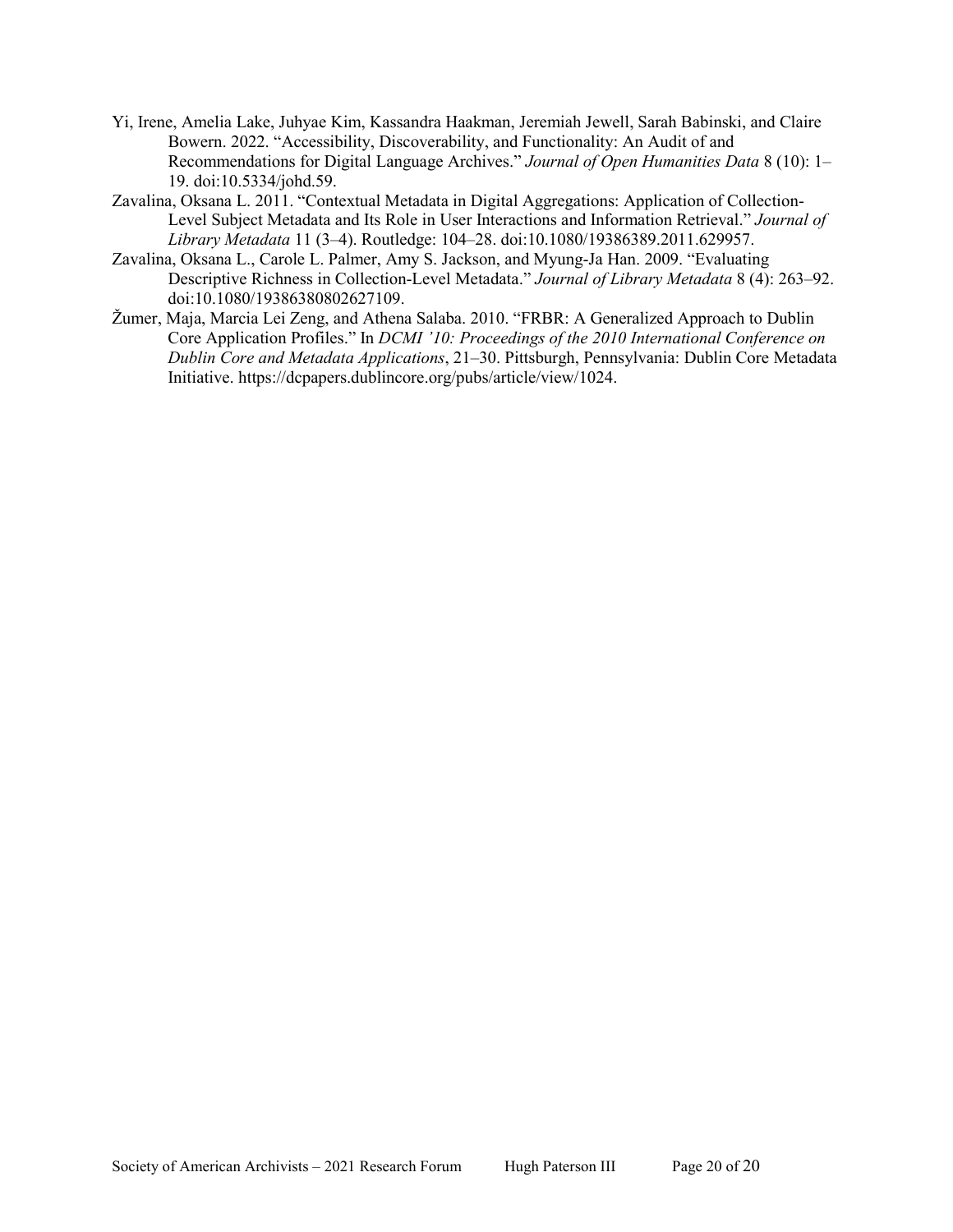Yi, Irene, Amelia Lake, Juhyae Kim, Kassandra Haakman, Jeremiah Jewell, Sarah Babinski, and Claire Bowern. 2022. "Accessibility, Discoverability, and Functionality: An Audit of and Recommendations for Digital Language Archives." *Journal of Open Humanities Data* 8 (10): 1–19. doi:10.5334/johd.59.

Zavalina, Oksana L. 2011. "Contextual Metadata in Digital Aggregations: Application of Collection-Level Subject Metadata and Its Role in User Interactions and Information Retrieval." *Journal of Library Metadata* 11 (3–4). Routledge: 104–28. doi:10.1080/19386389.2011.629957.

Zavalina, Oksana L., Carole L. Palmer, Amy S. Jackson, and Myung-Ja Han. 2009. "Evaluating Descriptive Richness in Collection-Level Metadata." *Journal of Library Metadata* 8 (4): 263–92. doi:10.1080/19386380802627109.

Žumer, Maja, Marcia Lei Zeng, and Athena Salaba. 2010. "FRBR: A Generalized Approach to Dublin Core Application Profiles." In *DCMI '10: Proceedings of the 2010 International Conference on Dublin Core and Metadata Applications*, 21–30. Pittsburgh, Pennsylvania: Dublin Core Metadata Initiative. https://dcpapers.dublincore.org/pubs/article/view/1024.